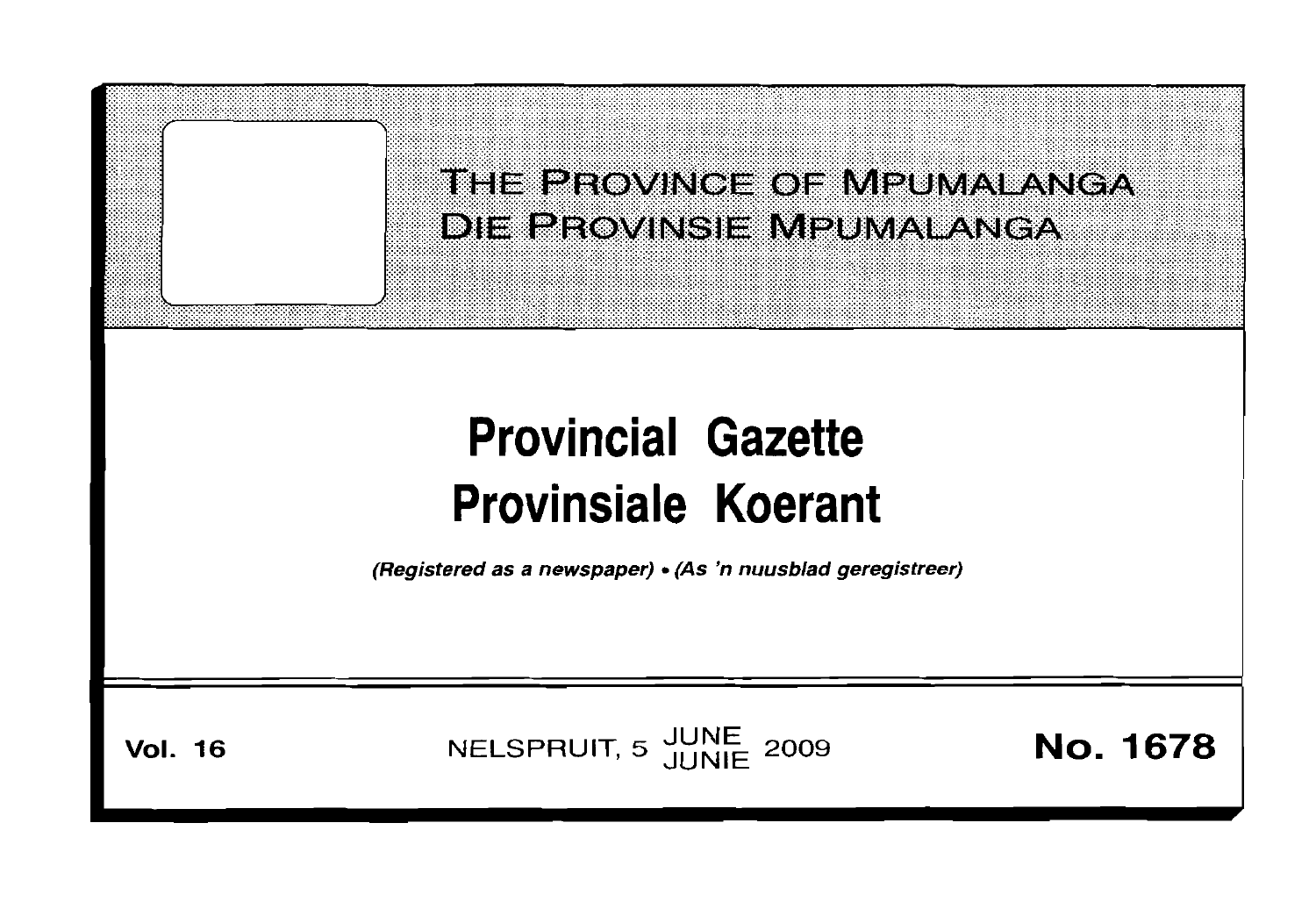# THE PROVINCE OF MPUMALANGA
# DIE PROVINSIE MPUMALANGA

# Provincial Gazette
# Provinsiale Koerant

*(Registered as a newspaper)* • *(As 'n nuusblad geregistreer)*

**Vol. 16** NELSPRUIT, 5 JUNE JUNIE 2009 **No. 1678**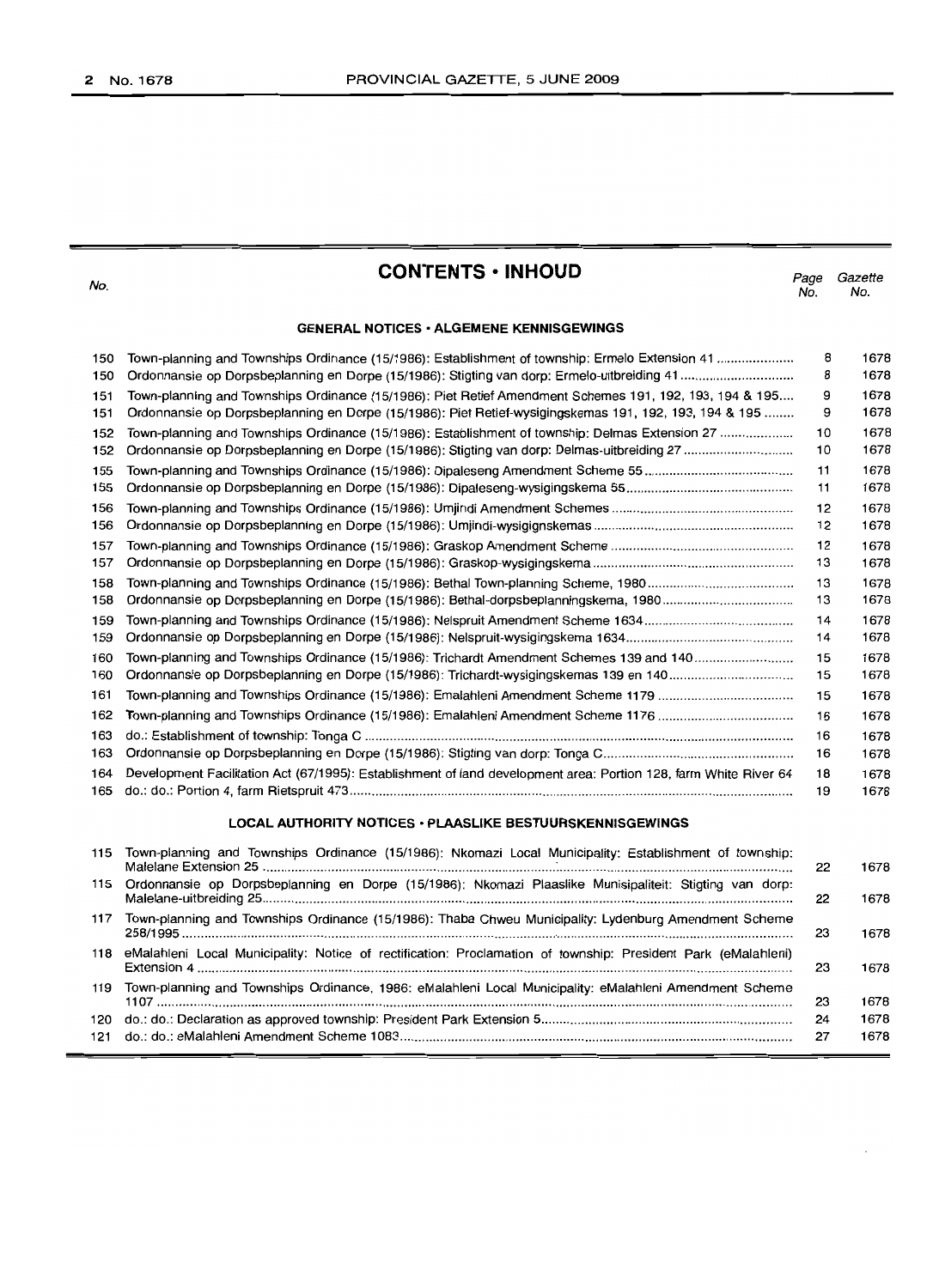# CONTENTS • INHOUD

| No. | | Page No. | Gazette No. |
|---|---|---|---|
| | **GENERAL NOTICES • ALGEMENE KENNISGEWINGS** | | |
| 150 | Town-planning and Townships Ordinance (15/1986): Establishment of township: Ermelo Extension 41 | 8 | 1678 |
| 150 | Ordonnansie op Dorpsbeplanning en Dorpe (15/1986): Stigting van dorp: Ermelo-uitbreiding 41 | 8 | 1678 |
| 151 | Town-planning and Townships Ordinance (15/1986): Piet Retief Amendment Schemes 191, 192, 193, 194 & 195 | 9 | 1678 |
| 151 | Ordonnansie op Dorpsbeplanning en Dorpe (15/1986): Piet Retief-wysigingskemas 191, 192, 193, 194 & 195 | 9 | 1678 |
| 152 | Town-planning and Townships Ordinance (15/1986): Establishment of township: Delmas Extension 27 | 10 | 1678 |
| 152 | Ordonnansie op Dorpsbeplanning en Dorpe (15/1986): Stigting van dorp: Delmas-uitbreiding 27 | 10 | 1678 |
| 155 | Town-planning and Townships Ordinance (15/1986): Dipaleseng Amendment Scheme 55 | 11 | 1678 |
| 155 | Ordonnansie op Dorpsbeplanning en Dorpe (15/1986): Dipaleseng-wysigingskema 55 | 11 | 1678 |
| 156 | Town-planning and Townships Ordinance (15/1986): Umjindi Amendment Schemes | 12 | 1678 |
| 156 | Ordonnansie op Dorpsbeplanning en Dorpe (15/1986): Umjindi-wysigignskemas | 12 | 1678 |
| 157 | Town-planning and Townships Ordinance (15/1986): Graskop Amendment Scheme | 12 | 1678 |
| 157 | Ordonnansie op Dorpsbeplanning en Dorpe (15/1986): Graskop-wysigingskema | 13 | 1678 |
| 158 | Town-planning and Townships Ordinance (15/1986): Bethal Town-planning Scheme, 1980 | 13 | 1678 |
| 158 | Ordonnansie op Dorpsbeplanning en Dorpe (15/1986): Bethal-dorpsbeplanningskema, 1980 | 13 | 1678 |
| 159 | Town-planning and Townships Ordinance (15/1986): Nelspruit Amendment Scheme 1634 | 14 | 1678 |
| 159 | Ordonnansie op Dorpsbeplanning en Dorpe (15/1986): Nelspruit-wysigingskema 1634 | 14 | 1678 |
| 160 | Town-planning and Townships Ordinance (15/1986): Trichardt Amendment Schemes 139 and 140 | 15 | 1678 |
| 160 | Ordonnansie op Dorpsbeplanning en Dorpe (15/1986): Trichardt-wysigingskemas 139 en 140 | 15 | 1678 |
| 161 | Town-planning and Townships Ordinance (15/1986): Emalahleni Amendment Scheme 1179 | 15 | 1678 |
| 162 | Town-planning and Townships Ordinance (15/1986): Emalahleni Amendment Scheme 1176 | 16 | 1678 |
| 163 | do.: Establishment of township: Tonga C | 16 | 1678 |
| 163 | Ordonnansie op Dorpsbeplanning en Dorpe (15/1986): Stigting van dorp: Tonga C | 16 | 1678 |
| 164 | Development Facilitation Act (67/1995): Establishment of land development area: Portion 128, farm White River 64 | 18 | 1678 |
| 165 | do.: do.: Portion 4, farm Rietspruit 473 | 19 | 1678 |
| | **LOCAL AUTHORITY NOTICES • PLAASLIKE BESTUURSKENNISGEWINGS** | | |
| 115 | Town-planning and Townships Ordinance (15/1986): Nkomazi Local Municipality: Establishment of township: Malelane Extension 25 | 22 | 1678 |
| 115 | Ordonnansie op Dorpsbeplanning en Dorpe (15/1986): Nkomazi Plaaslike Munisipaliteit: Stigting van dorp: Malelane-uitbreiding 25 | 22 | 1678 |
| 117 | Town-planning and Townships Ordinance (15/1986): Thaba Chweu Municipality: Lydenburg Amendment Scheme 258/1995 | 23 | 1678 |
| 118 | eMalahleni Local Municipality: Notice of rectification: Proclamation of township: President Park (eMalahleni) Extension 4 | 23 | 1678 |
| 119 | Town-planning and Townships Ordinance, 1986: eMalahleni Local Municipality: eMalahleni Amendment Scheme 1107 | 23 | 1678 |
| 120 | do.: do.: Declaration as approved township: President Park Extension 5 | 24 | 1678 |
| 121 | do.: do.: eMalahleni Amendment Scheme 1083 | 27 | 1678 |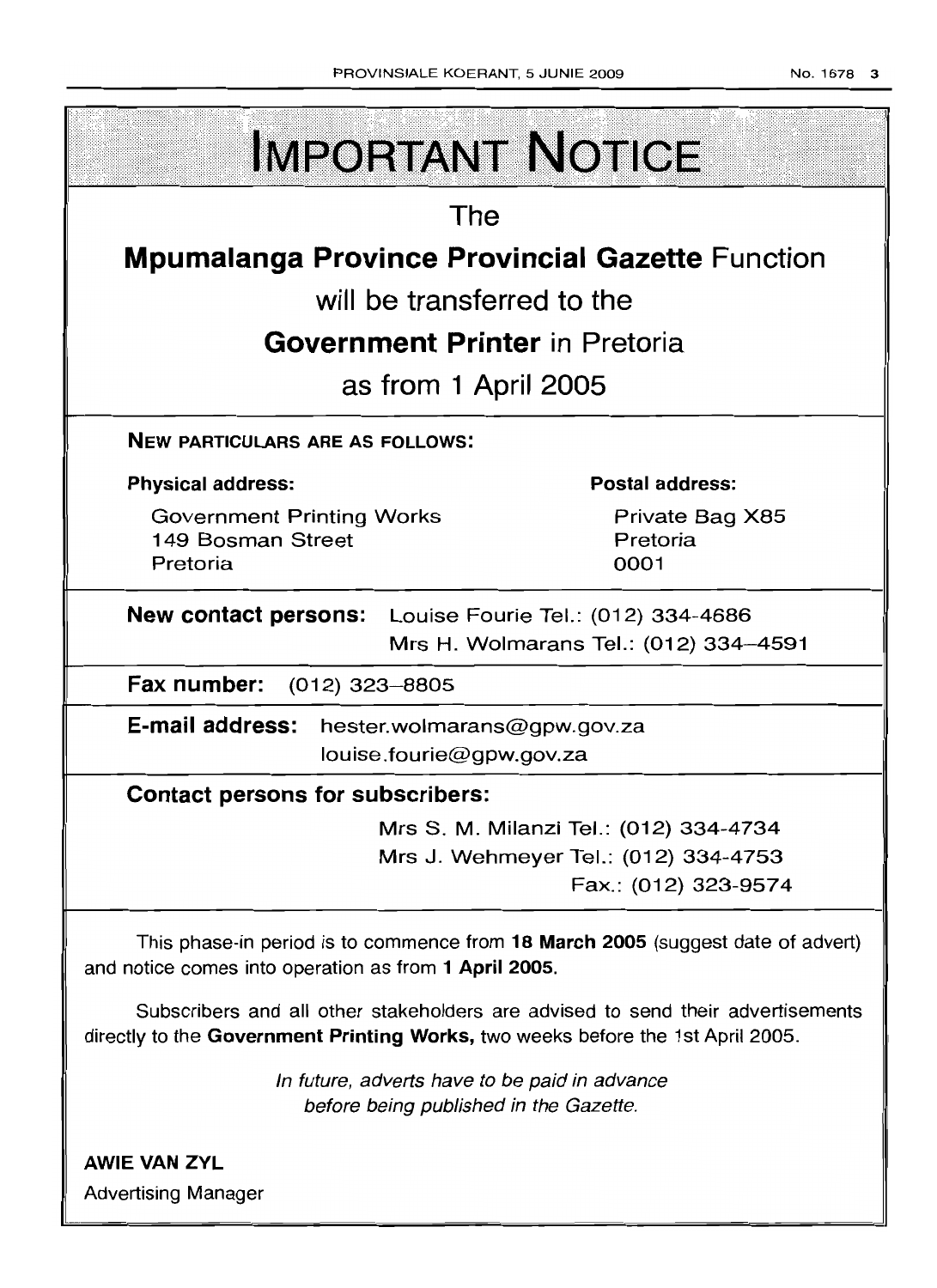# IMPORTANT NOTICE

The

**Mpumalanga Province Provincial Gazette** Function

will be transferred to the

**Government Printer** in Pretoria

as from 1 April 2005

**NEW PARTICULARS ARE AS FOLLOWS:**

**Physical address:**

Government Printing Works
149 Bosman Street
Pretoria

**Postal address:**

Private Bag X85
Pretoria
0001

**New contact persons:** Louise Fourie Tel.: (012) 334-4686
Mrs H. Wolmarans Tel.: (012) 334–4591

**Fax number:** (012) 323–8805

**E-mail address:** hester.wolmarans@gpw.gov.za
louise.fourie@gpw.gov.za

**Contact persons for subscribers:**

Mrs S. M. Milanzi Tel.: (012) 334-4734
Mrs J. Wehmeyer Tel.: (012) 334-4753
Fax.: (012) 323-9574

This phase-in period is to commence from **18 March 2005** (suggest date of advert) and notice comes into operation as from **1 April 2005.**

Subscribers and all other stakeholders are advised to send their advertisements directly to the **Government Printing Works,** two weeks before the 1st April 2005.

*In future, adverts have to be paid in advance before being published in the Gazette.*

**AWIE VAN ZYL**
Advertising Manager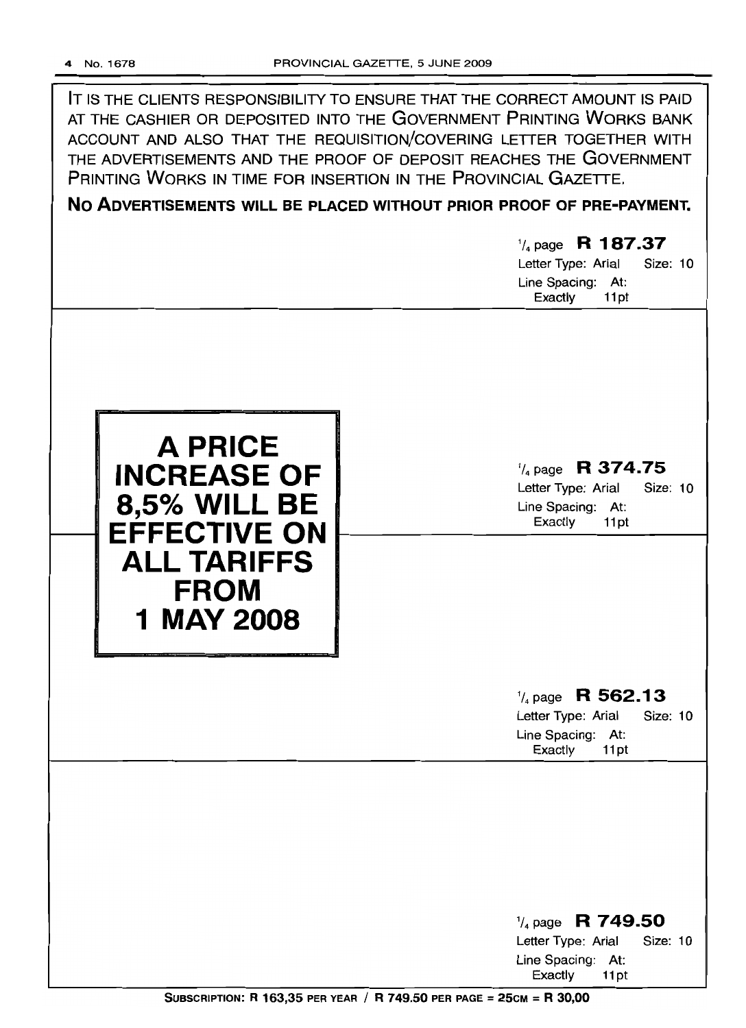IT IS THE CLIENTS RESPONSIBILITY TO ENSURE THAT THE CORRECT AMOUNT IS PAID AT THE CASHIER OR DEPOSITED INTO THE GOVERNMENT PRINTING WORKS BANK ACCOUNT AND ALSO THAT THE REQUISITION/COVERING LETTER TOGETHER WITH THE ADVERTISEMENTS AND THE PROOF OF DEPOSIT REACHES THE GOVERNMENT PRINTING WORKS IN TIME FOR INSERTION IN THE PROVINCIAL GAZETTE.

**NO ADVERTISEMENTS WILL BE PLACED WITHOUT PRIOR PROOF OF PRE-PAYMENT.**

1/4 page **R 187.37**
Letter Type: Arial Size: 10
Line Spacing: At: Exactly 11pt

**A PRICE INCREASE OF 8,5% WILL BE EFFECTIVE ON ALL TARIFFS FROM 1 MAY 2008**

1/4 page **R 374.75**
Letter Type: Arial Size: 10
Line Spacing: At: Exactly 11pt

1/4 page **R 562.13**
Letter Type: Arial Size: 10
Line Spacing: At: Exactly 11pt

1/4 page **R 749.50**
Letter Type: Arial Size: 10
Line Spacing: At: Exactly 11pt

**SUBSCRIPTION: R 163,35 PER YEAR / R 749.50 PER PAGE = 25CM = R 30,00**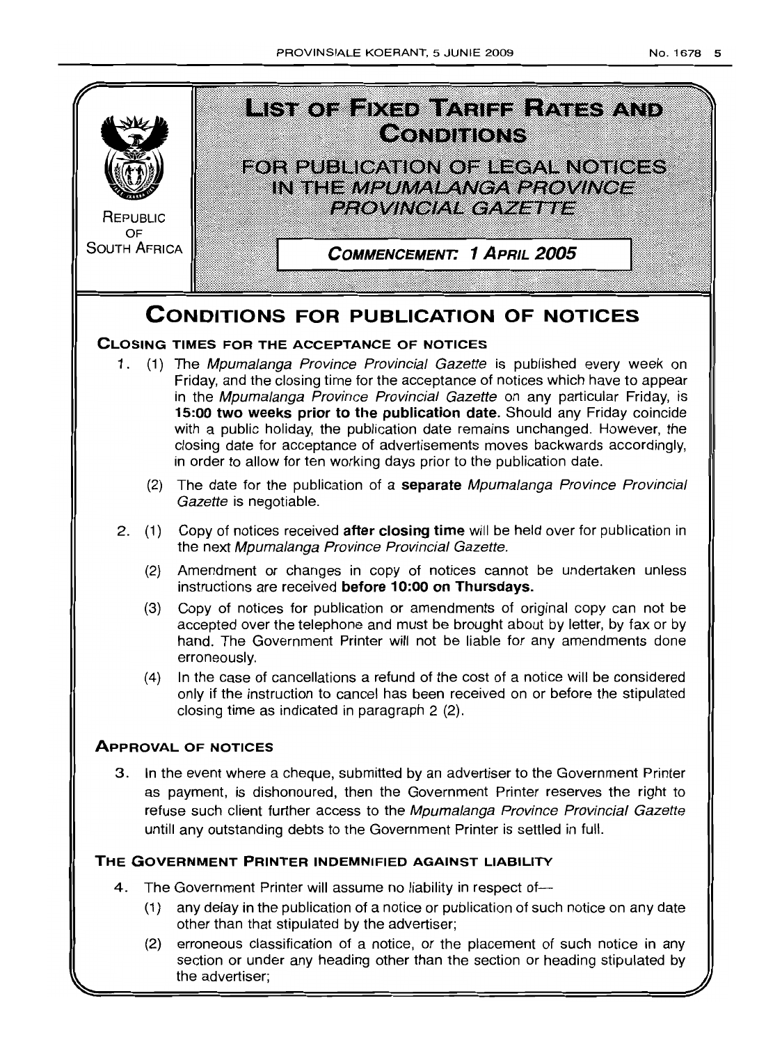REPUBLIC OF SOUTH AFRICA

# LIST OF FIXED TARIFF RATES AND CONDITIONS

## FOR PUBLICATION OF LEGAL NOTICES IN THE *MPUMALANGA PROVINCE PROVINCIAL GAZETTE*

**COMMENCEMENT: 1 APRIL 2005**

# CONDITIONS FOR PUBLICATION OF NOTICES

### CLOSING TIMES FOR THE ACCEPTANCE OF NOTICES

1. (1) The *Mpumalanga Province Provincial Gazette* is published every week on Friday, and the closing time for the acceptance of notices which have to appear in the *Mpumalanga Province Provincial Gazette* on any particular Friday, is **15:00 two weeks prior to the publication date.** Should any Friday coincide with a public holiday, the publication date remains unchanged. However, the closing date for acceptance of advertisements moves backwards accordingly, in order to allow for ten working days prior to the publication date.

   (2) The date for the publication of a **separate** *Mpumalanga Province Provincial Gazette* is negotiable.

2. (1) Copy of notices received **after closing time** will be held over for publication in the next *Mpumalanga Province Provincial Gazette.*

   (2) Amendment or changes in copy of notices cannot be undertaken unless instructions are received **before 10:00 on Thursdays.**

   (3) Copy of notices for publication or amendments of original copy can not be accepted over the telephone and must be brought about by letter, by fax or by hand. The Government Printer will not be liable for any amendments done erroneously.

   (4) In the case of cancellations a refund of the cost of a notice will be considered only if the instruction to cancel has been received on or before the stipulated closing time as indicated in paragraph 2 (2).

### APPROVAL OF NOTICES

3. In the event where a cheque, submitted by an advertiser to the Government Printer as payment, is dishonoured, then the Government Printer reserves the right to refuse such client further access to the *Mpumalanga Province Provincial Gazette* untill any outstanding debts to the Government Printer is settled in full.

### THE GOVERNMENT PRINTER INDEMNIFIED AGAINST LIABILITY

4. The Government Printer will assume no liability in respect of—

   (1) any delay in the publication of a notice or publication of such notice on any date other than that stipulated by the advertiser;

   (2) erroneous classification of a notice, or the placement of such notice in any section or under any heading other than the section or heading stipulated by the advertiser;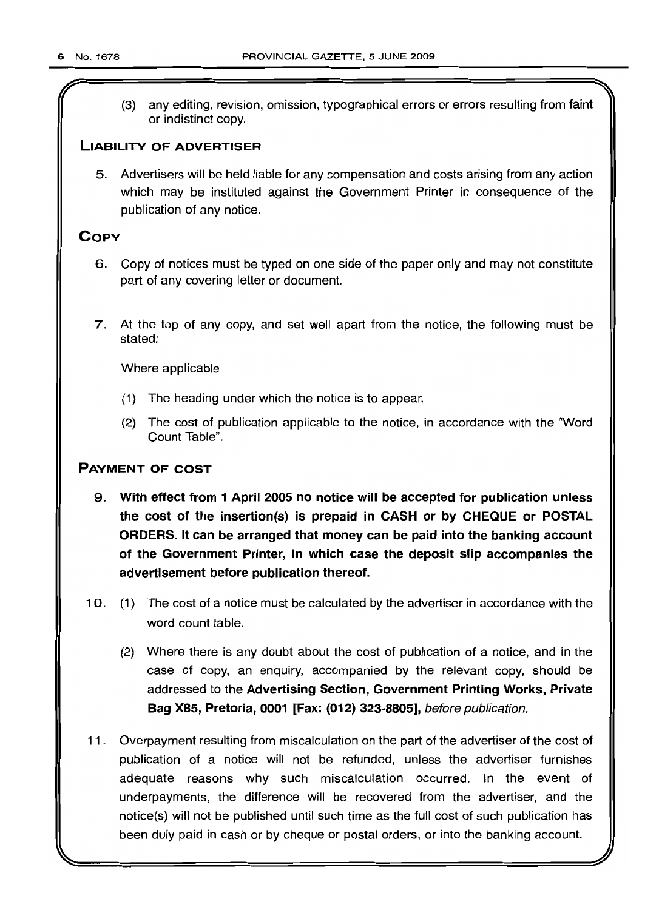(3) any editing, revision, omission, typographical errors or errors resulting from faint or indistinct copy.

## LIABILITY OF ADVERTISER

5. Advertisers will be held liable for any compensation and costs arising from any action which may be instituted against the Government Printer in consequence of the publication of any notice.

## COPY

6. Copy of notices must be typed on one side of the paper only and may not constitute part of any covering letter or document.

7. At the top of any copy, and set well apart from the notice, the following must be stated:

   Where applicable

   (1) The heading under which the notice is to appear.

   (2) The cost of publication applicable to the notice, in accordance with the "Word Count Table".

## PAYMENT OF COST

9. **With effect from 1 April 2005 no notice will be accepted for publication unless the cost of the insertion(s) is prepaid in CASH or by CHEQUE or POSTAL ORDERS. It can be arranged that money can be paid into the banking account of the Government Printer, in which case the deposit slip accompanies the advertisement before publication thereof.**

10. (1) The cost of a notice must be calculated by the advertiser in accordance with the word count table.

    (2) Where there is any doubt about the cost of publication of a notice, and in the case of copy, an enquiry, accompanied by the relevant copy, should be addressed to the **Advertising Section, Government Printing Works, Private Bag X85, Pretoria, 0001 [Fax: (012) 323-8805],** *before publication.*

11. Overpayment resulting from miscalculation on the part of the advertiser of the cost of publication of a notice will not be refunded, unless the advertiser furnishes adequate reasons why such miscalculation occurred. In the event of underpayments, the difference will be recovered from the advertiser, and the notice(s) will not be published until such time as the full cost of such publication has been duly paid in cash or by cheque or postal orders, or into the banking account.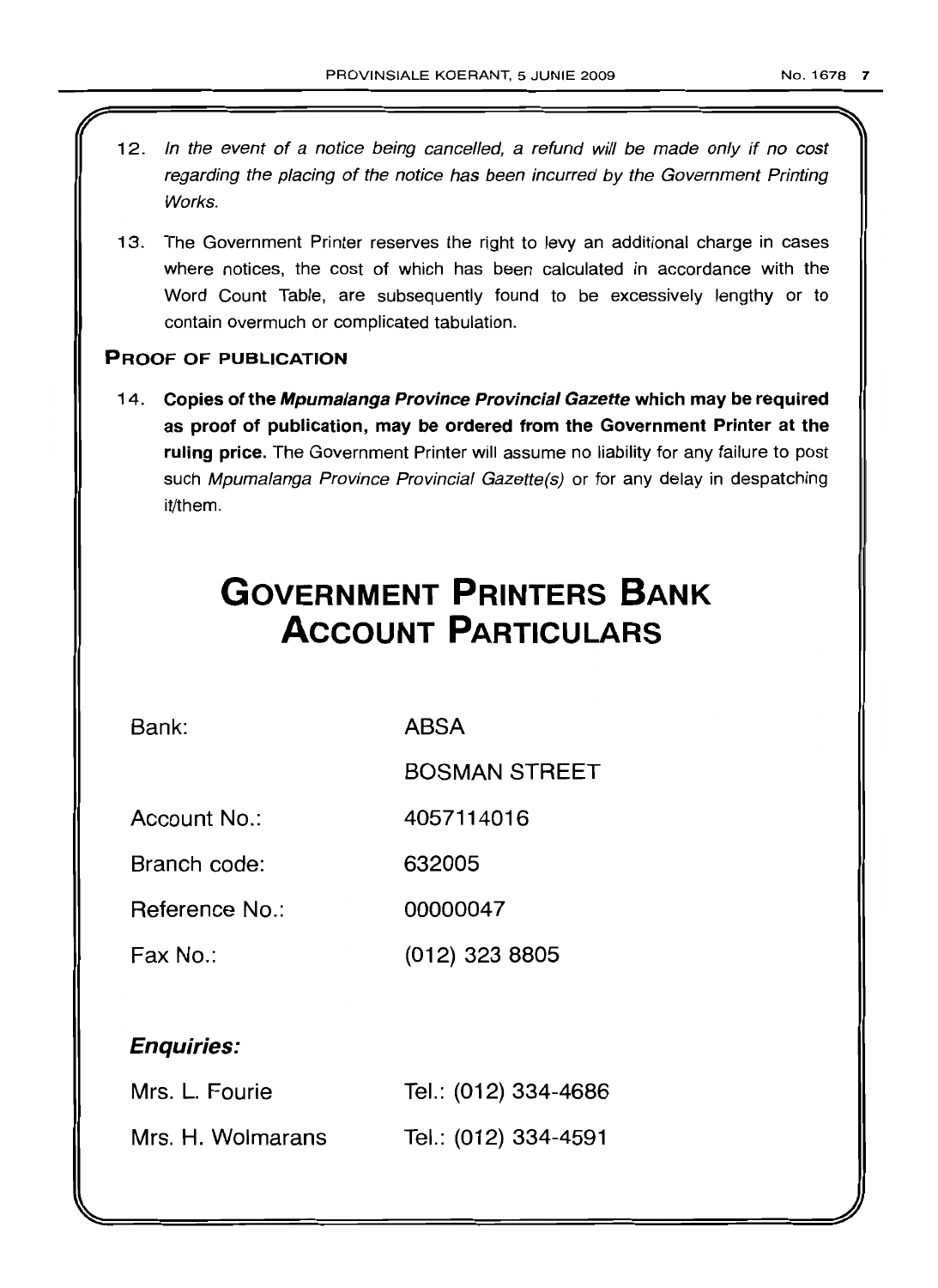12. *In the event of a notice being cancelled, a refund will be made only if no cost regarding the placing of the notice has been incurred by the Government Printing Works.*

13. The Government Printer reserves the right to levy an additional charge in cases where notices, the cost of which has been calculated in accordance with the Word Count Table, are subsequently found to be excessively lengthy or to contain overmuch or complicated tabulation.

### PROOF OF PUBLICATION

14. **Copies of the *Mpumalanga Province Provincial Gazette* which may be required as proof of publication, may be ordered from the Government Printer at the ruling price.** The Government Printer will assume no liability for any failure to post such *Mpumalanga Province Provincial Gazette(s)* or for any delay in despatching it/them.

# GOVERNMENT PRINTERS BANK ACCOUNT PARTICULARS

| | |
|---|---|
| Bank: | ABSA |
| | BOSMAN STREET |
| Account No.: | 4057114016 |
| Branch code: | 632005 |
| Reference No.: | 00000047 |
| Fax No.: | (012) 323 8805 |

### *Enquiries:*

| | |
|---|---|
| Mrs. L. Fourie | Tel.: (012) 334-4686 |
| Mrs. H. Wolmarans | Tel.: (012) 334-4591 |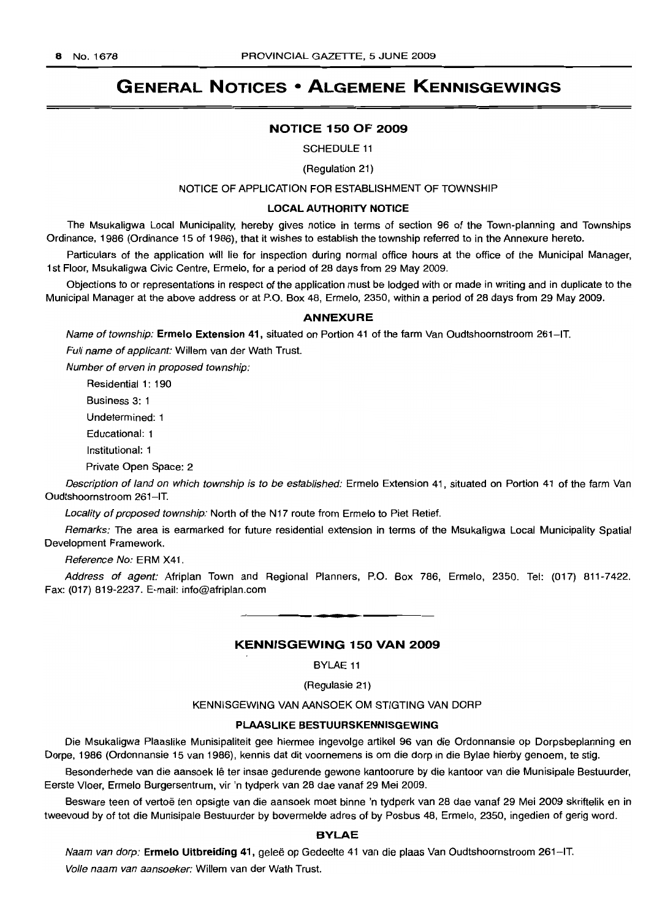# GENERAL NOTICES • ALGEMENE KENNISGEWINGS

## NOTICE 150 OF 2009

SCHEDULE 11

(Regulation 21)

NOTICE OF APPLICATION FOR ESTABLISHMENT OF TOWNSHIP

**LOCAL AUTHORITY NOTICE**

The Msukaligwa Local Municipality, hereby gives notice in terms of section 96 of the Town-planning and Townships Ordinance, 1986 (Ordinance 15 of 1986), that it wishes to establish the township referred to in the Annexure hereto.

Particulars of the application will lie for inspection during normal office hours at the office of the Municipal Manager, 1st Floor, Msukaligwa Civic Centre, Ermelo, for a period of 28 days from 29 May 2009.

Objections to or representations in respect of the application must be lodged with or made in writing and in duplicate to the Municipal Manager at the above address or at P.O. Box 48, Ermelo, 2350, within a period of 28 days from 29 May 2009.

### ANNEXURE

*Name of township:* **Ermelo Extension 41,** situated on Portion 41 of the farm Van Oudtshoornstroom 261-IT.

*Full name of applicant:* Willem van der Wath Trust.

*Number of erven in proposed township:*

Residential 1: 190

Business 3: 1

Undetermined: 1

Educational: 1

Institutional: 1

Private Open Space: 2

*Description of land on which township is to be established:* Ermelo Extension 41, situated on Portion 41 of the farm Van Oudtshoornstroom 261-IT.

*Locality of proposed township:* North of the N17 route from Ermelo to Piet Retief.

*Remarks:* The area is earmarked for future residential extension in terms of the Msukaligwa Local Municipality Spatial Development Framework.

*Reference No:* ERM X41.

*Address of agent:* Afriplan Town and Regional Planners, P.O. Box 786, Ermelo, 2350. Tel: (017) 811-7422. Fax: (017) 819-2237. E-mail: info@afriplan.com

---

## KENNISGEWING 150 VAN 2009

BYLAE 11

(Regulasie 21)

KENNISGEWING VAN AANSOEK OM STIGTING VAN DORP

**PLAASLIKE BESTUURSKENNISGEWING**

Die Msukaligwa Plaaslike Munisipaliteit gee hiermee ingevolge artikel 96 van die Ordonnansie op Dorpsbeplanning en Dorpe, 1986 (Ordonnansie 15 van 1986), kennis dat dit voornemens is om die dorp in die Bylae hierby genoem, te stig.

Besonderhede van die aansoek lê ter insae gedurende gewone kantoorure by die kantoor van die Munisipale Bestuurder, Eerste Vloer, Ermelo Burgersentrum, vir 'n tydperk van 28 dae vanaf 29 Mei 2009.

Besware teen of vertoë ten opsigte van die aansoek moet binne 'n tydperk van 28 dae vanaf 29 Mei 2009 skriftelik en in tweevoud by of tot die Munisipale Bestuurder by bovermelde adres of by Posbus 48, Ermelo, 2350, ingedien of gerig word.

### BYLAE

*Naam van dorp:* **Ermelo Uitbreiding 41,** geleë op Gedeelte 41 van die plaas Van Oudtshoornstroom 261-IT.

*Volle naam van aansoeker:* Willem van der Wath Trust.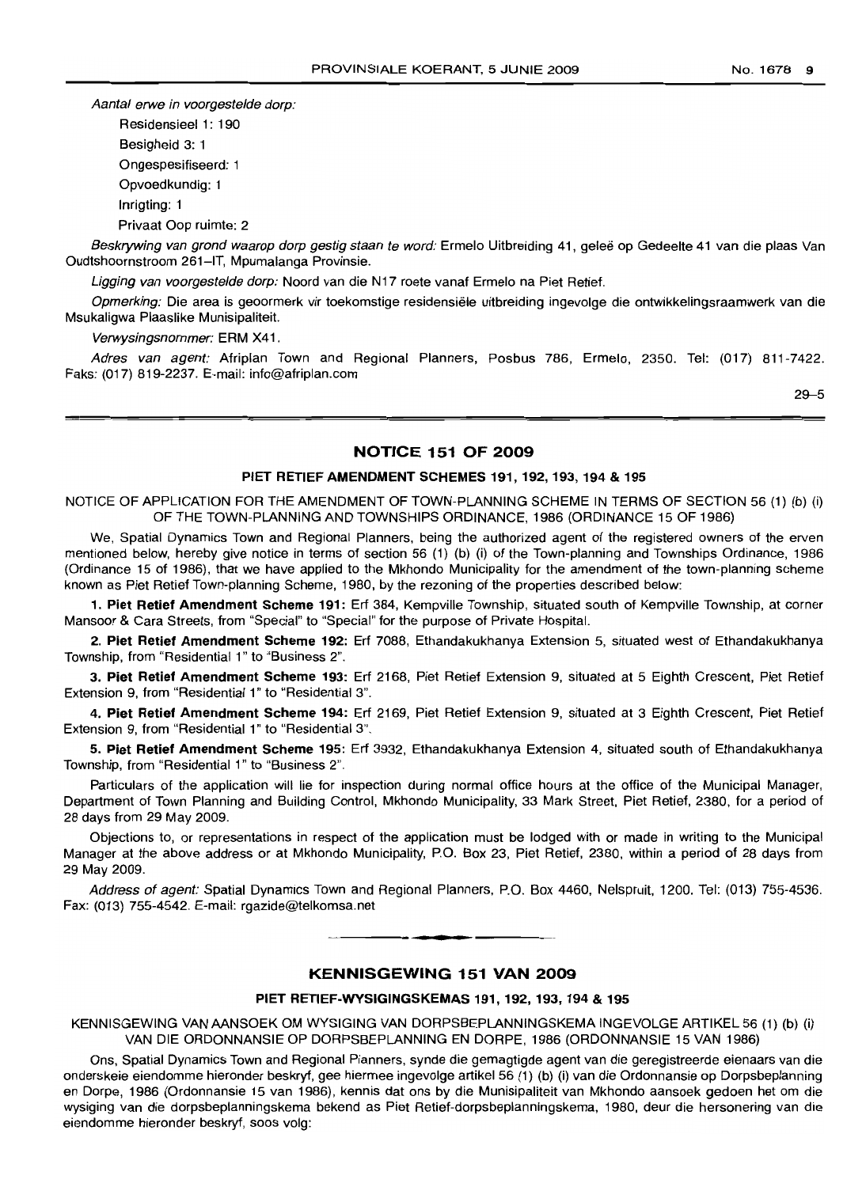*Aantal erwe in voorgestelde dorp:*

Residensieel 1: 190

Besigheid 3: 1

Ongespesifiseerd: 1

Opvoedkundig: 1

Inrigting: 1

Privaat Oop ruimte: 2

*Beskrywing van grond waarop dorp gestig staan te word:* Ermelo Uitbreiding 41, geleë op Gedeelte 41 van die plaas Van Oudtshoornstroom 261–IT, Mpumalanga Provinsie.

*Ligging van voorgestelde dorp:* Noord van die N17 roete vanaf Ermelo na Piet Retief.

*Opmerking:* Die area is geoormerk vir toekomstige residensiële uitbreiding ingevolge die ontwikkelingsraamwerk van die Msukaligwa Plaaslike Munisipaliteit.

*Verwysingsnommer:* ERM X41.

*Adres van agent:* Afriplan Town and Regional Planners, Posbus 786, Ermelo, 2350. Tel: (017) 811-7422. Faks: (017) 819-2237. E-mail: info@afriplan.com

29–5

## NOTICE 151 OF 2009

### PIET RETIEF AMENDMENT SCHEMES 191, 192, 193, 194 & 195

NOTICE OF APPLICATION FOR THE AMENDMENT OF TOWN-PLANNING SCHEME IN TERMS OF SECTION 56 (1) (b) (i) OF THE TOWN-PLANNING AND TOWNSHIPS ORDINANCE, 1986 (ORDINANCE 15 OF 1986)

We, Spatial Dynamics Town and Regional Planners, being the authorized agent of the registered owners of the erven mentioned below, hereby give notice in terms of section 56 (1) (b) (i) of the Town-planning and Townships Ordinance, 1986 (Ordinance 15 of 1986), that we have applied to the Mkhondo Municipality for the amendment of the town-planning scheme known as Piet Retief Town-planning Scheme, 1980, by the rezoning of the properties described below:

1. **Piet Retief Amendment Scheme 191:** Erf 384, Kempville Township, situated south of Kempville Township, at corner Mansoor & Cara Streets, from "Special" to "Special" for the purpose of Private Hospital.

2. **Piet Retief Amendment Scheme 192:** Erf 7088, Ethandakukhanya Extension 5, situated west of Ethandakukhanya Township, from "Residential 1" to "Business 2".

3. **Piet Retief Amendment Scheme 193:** Erf 2168, Piet Retief Extension 9, situated at 5 Eighth Crescent, Piet Retief Extension 9, from "Residential 1" to "Residential 3".

4. **Piet Retief Amendment Scheme 194:** Erf 2169, Piet Retief Extension 9, situated at 3 Eighth Crescent, Piet Retief Extension 9, from "Residential 1" to "Residential 3".

5. **Piet Retief Amendment Scheme 195:** Erf 3932, Ethandakukhanya Extension 4, situated south of Ethandakukhanya Township, from "Residential 1" to "Business 2".

Particulars of the application will lie for inspection during normal office hours at the office of the Municipal Manager, Department of Town Planning and Building Control, Mkhondo Municipality, 33 Mark Street, Piet Retief, 2380, for a period of 28 days from 29 May 2009.

Objections to, or representations in respect of the application must be lodged with or made in writing to the Municipal Manager at the above address or at Mkhondo Municipality, P.O. Box 23, Piet Retief, 2380, within a period of 28 days from 29 May 2009.

*Address of agent:* Spatial Dynamics Town and Regional Planners, P.O. Box 4460, Nelspruit, 1200. Tel: (013) 755-4536. Fax: (013) 755-4542. E-mail: rgazide@telkomsa.net

## KENNISGEWING 151 VAN 2009

### PIET RETIEF-WYSIGINGSKEMAS 191, 192, 193, 194 & 195

KENNISGEWING VAN AANSOEK OM WYSIGING VAN DORPSBEPLANNINGSKEMA INGEVOLGE ARTIKEL 56 (1) (b) (i) VAN DIE ORDONNANSIE OP DORPSBEPLANNING EN DORPE, 1986 (ORDONNANSIE 15 VAN 1986)

Ons, Spatial Dynamics Town and Regional Planners, synde die gemagtigde agent van die geregistreerde eienaars van die onderskeie eiendomme hieronder beskryf, gee hiermee ingevolge artikel 56 (1) (b) (i) van die Ordonnansie op Dorpsbeplanning en Dorpe, 1986 (Ordonnansie 15 van 1986), kennis dat ons by die Munisipaliteit van Mkhondo aansoek gedoen het om die wysiging van die dorpsbeplanningskema bekend as Piet Retief-dorpsbeplanningskema, 1980, deur die hersonering van die eiendomme hieronder beskryf, soos volg: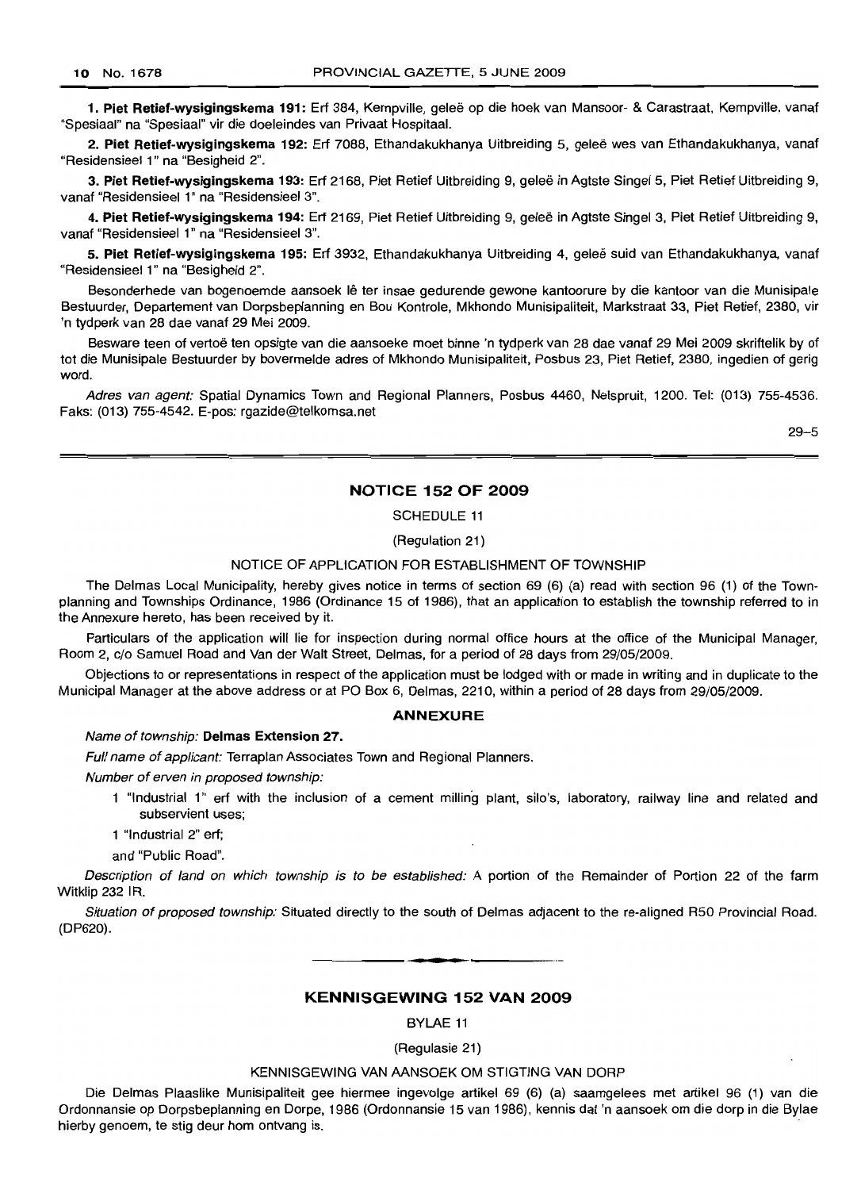**1. Piet Retief-wysigingskema 191:** Erf 384, Kempville, geleë op die hoek van Mansoor- & Carastraat, Kempville, vanaf "Spesiaal" na "Spesiaal" vir die doeleindes van Privaat Hospitaal.

**2. Piet Retief-wysigingskema 192:** Erf 7088, Ethandakukhanya Uitbreiding 5, geleë wes van Ethandakukhanya, vanaf "Residensieel 1" na "Besigheid 2".

**3. Piet Retief-wysigingskema 193:** Erf 2168, Piet Retief Uitbreiding 9, geleë in Agtste Singel 5, Piet Retief Uitbreiding 9, vanaf "Residensieel 1" na "Residensieel 3".

**4. Piet Retief-wysigingskema 194:** Erf 2169, Piet Retief Uitbreiding 9, geleë in Agtste Singel 3, Piet Retief Uitbreiding 9, vanaf "Residensieel 1" na "Residensieel 3".

**5. Piet Retief-wysigingskema 195:** Erf 3932, Ethandakukhanya Uitbreiding 4, geleë suid van Ethandakukhanya, vanaf "Residensieel 1" na "Besigheid 2".

Besonderhede van bogenoemde aansoek lê ter insae gedurende gewone kantoorure by die kantoor van die Munisipale Bestuurder, Departement van Dorpsbeplanning en Bou Kontrole, Mkhondo Munisipaliteit, Markstraat 33, Piet Retief, 2380, vir 'n tydperk van 28 dae vanaf 29 Mei 2009.

Besware teen of vertoë ten opsigte van die aansoeke moet binne 'n tydperk van 28 dae vanaf 29 Mei 2009 skriftelik by of tot die Munisipale Bestuurder by bovermelde adres of Mkhondo Munisipaliteit, Posbus 23, Piet Retief, 2380, ingedien of gerig word.

*Adres van agent:* Spatial Dynamics Town and Regional Planners, Posbus 4460, Nelspruit, 1200. Tel: (013) 755-4536. Faks: (013) 755-4542. E-pos: rgazide@telkomsa.net

29–5

## NOTICE 152 OF 2009

SCHEDULE 11

(Regulation 21)

NOTICE OF APPLICATION FOR ESTABLISHMENT OF TOWNSHIP

The Delmas Local Municipality, hereby gives notice in terms of section 69 (6) (a) read with section 96 (1) of the Town-planning and Townships Ordinance, 1986 (Ordinance 15 of 1986), that an application to establish the township referred to in the Annexure hereto, has been received by it.

Particulars of the application will lie for inspection during normal office hours at the office of the Municipal Manager, Room 2, c/o Samuel Road and Van der Walt Street, Delmas, for a period of 28 days from 29/05/2009.

Objections to or representations in respect of the application must be lodged with or made in writing and in duplicate to the Municipal Manager at the above address or at PO Box 6, Delmas, 2210, within a period of 28 days from 29/05/2009.

### ANNEXURE

*Name of township:* **Delmas Extension 27.**

*Full name of applicant:* Terraplan Associates Town and Regional Planners.

*Number of erven in proposed township:*

1 "Industrial 1" erf with the inclusion of a cement milling plant, silo's, laboratory, railway line and related and subservient uses;

1 "Industrial 2" erf;

and "Public Road".

*Description of land on which township is to be established:* A portion of the Remainder of Portion 22 of the farm Witklip 232 IR.

*Situation of proposed township:* Situated directly to the south of Delmas adjacent to the re-aligned R50 Provincial Road. (DP620).

## KENNISGEWING 152 VAN 2009

BYLAE 11

(Regulasie 21)

KENNISGEWING VAN AANSOEK OM STIGTING VAN DORP

Die Delmas Plaaslike Munisipaliteit gee hiermee ingevolge artikel 69 (6) (a) saamgelees met artikel 96 (1) van die Ordonnansie op Dorpsbeplanning en Dorpe, 1986 (Ordonnansie 15 van 1986), kennis dat 'n aansoek om die dorp in die Bylae hierby genoem, te stig deur hom ontvang is.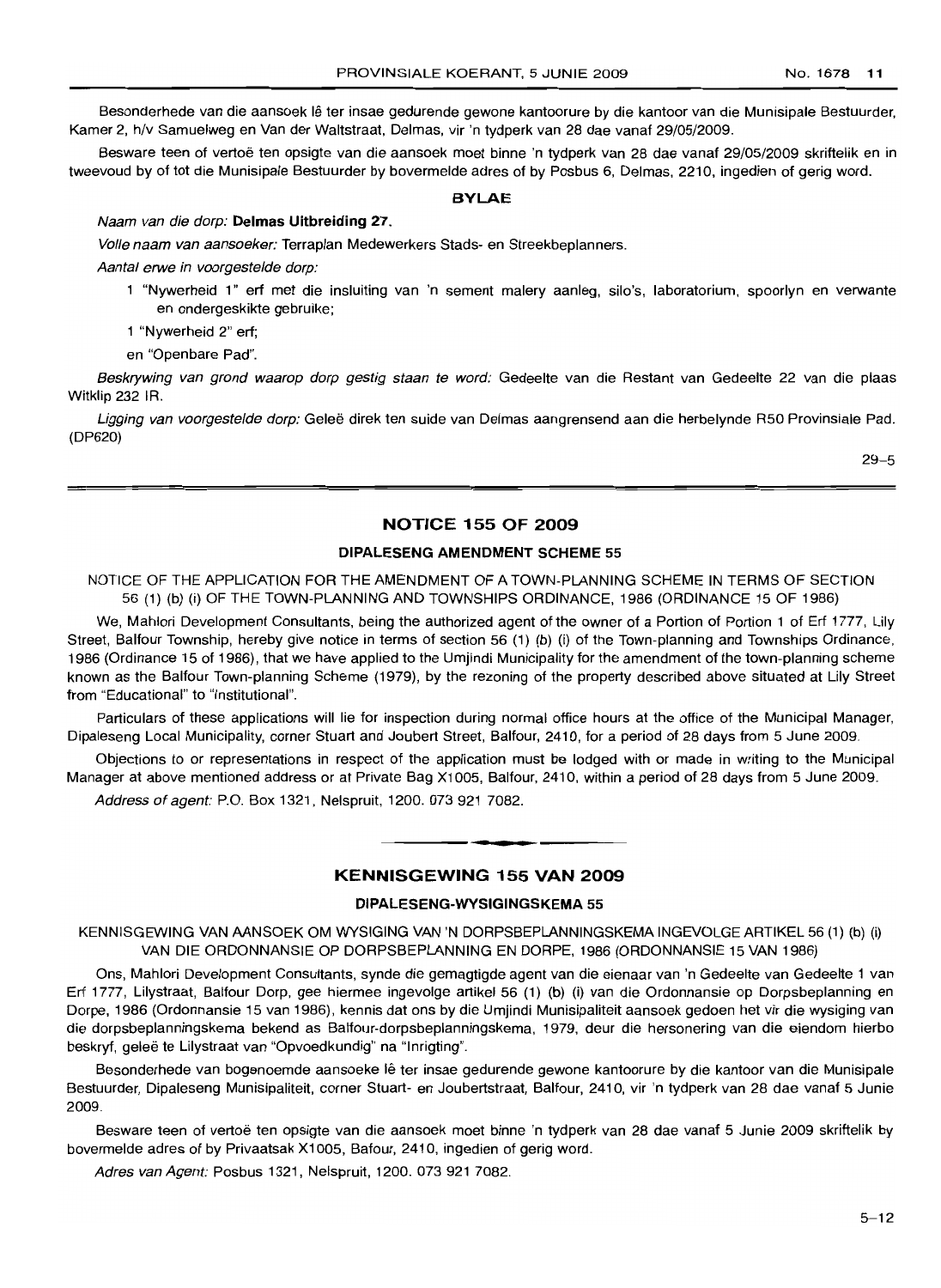Besonderhede van die aansoek lê ter insae gedurende gewone kantoorure by die kantoor van die Munisipale Bestuurder, Kamer 2, h/v Samuelweg en Van der Waltstraat, Delmas, vir 'n tydperk van 28 dae vanaf 29/05/2009.

Besware teen of vertoë ten opsigte van die aansoek moet binne 'n tydperk van 28 dae vanaf 29/05/2009 skriftelik en in tweevoud by of tot die Munisipale Bestuurder by bovermelde adres of by Posbus 6, Delmas, 2210, ingedien of gerig word.

**BYLAE**

*Naam van die dorp:* **Delmas Uitbreiding 27.**

*Volle naam van aansoeker:* Terraplan Medewerkers Stads- en Streekbeplanners.

*Aantal erwe in voorgestelde dorp:*

1 "Nywerheid 1" erf met die insluiting van 'n sement malery aanleg, silo's, laboratorium, spoorlyn en verwante en ondergeskikte gebruike;

1 "Nywerheid 2" erf;

en "Openbare Pad".

*Beskrywing van grond waarop dorp gestig staan te word:* Gedeelte van die Restant van Gedeelte 22 van die plaas Witklip 232 IR.

*Ligging van voorgestelde dorp:* Geleë direk ten suide van Delmas aangrensend aan die herbelynde R50 Provinsiale Pad. (DP620)

29–5

## NOTICE 155 OF 2009

### DIPALESENG AMENDMENT SCHEME 55

NOTICE OF THE APPLICATION FOR THE AMENDMENT OF A TOWN-PLANNING SCHEME IN TERMS OF SECTION 56 (1) (b) (i) OF THE TOWN-PLANNING AND TOWNSHIPS ORDINANCE, 1986 (ORDINANCE 15 OF 1986)

We, Mahlori Development Consultants, being the authorized agent of the owner of a Portion of Portion 1 of Erf 1777, Lily Street, Balfour Township, hereby give notice in terms of section 56 (1) (b) (i) of the Town-planning and Townships Ordinance, 1986 (Ordinance 15 of 1986), that we have applied to the Umjindi Municipality for the amendment of the town-planning scheme known as the Balfour Town-planning Scheme (1979), by the rezoning of the property described above situated at Lily Street from "Educational" to "Institutional".

Particulars of these applications will lie for inspection during normal office hours at the office of the Municipal Manager, Dipaleseng Local Municipality, corner Stuart and Joubert Street, Balfour, 2410, for a period of 28 days from 5 June 2009.

Objections to or representations in respect of the application must be lodged with or made in writing to the Municipal Manager at above mentioned address or at Private Bag X1005, Balfour, 2410, within a period of 28 days from 5 June 2009.

*Address of agent:* P.O. Box 1321, Nelspruit, 1200. 073 921 7082.

## KENNISGEWING 155 VAN 2009

### DIPALESENG-WYSIGINGSKEMA 55

KENNISGEWING VAN AANSOEK OM WYSIGING VAN 'N DORPSBEPLANNINGSKEMA INGEVOLGE ARTIKEL 56 (1) (b) (i) VAN DIE ORDONNANSIE OP DORPSBEPLANNING EN DORPE, 1986 (ORDONNANSIE 15 VAN 1986)

Ons, Mahlori Development Consultants, synde die gemagtigde agent van die eienaar van 'n Gedeelte van Gedeelte 1 van Erf 1777, Lilystraat, Balfour Dorp, gee hiermee ingevolge artikel 56 (1) (b) (i) van die Ordonnansie op Dorpsbeplanning en Dorpe, 1986 (Ordonnansie 15 van 1986), kennis dat ons by die Umjindi Munisipaliteit aansoek gedoen het vir die wysiging van die dorpsbeplanningskema bekend as Balfour-dorpsbeplanningskema, 1979, deur die hersonering van die eiendom hierbo beskryf, geleë te Lilystraat van "Opvoedkundig" na "Inrigting".

Besonderhede van bogenoemde aansoeke lê ter insae gedurende gewone kantoorure by die kantoor van die Munisipale Bestuurder, Dipaleseng Munisipaliteit, corner Stuart- en Joubertstraat, Balfour, 2410, vir 'n tydperk van 28 dae vanaf 5 Junie 2009.

Besware teen of vertoë ten opsigte van die aansoek moet binne 'n tydperk van 28 dae vanaf 5 Junie 2009 skriftelik by bovermelde adres of by Privaatsak X1005, Bafour, 2410, ingedien of gerig word.

*Adres van Agent:* Posbus 1321, Nelspruit, 1200. 073 921 7082.

5–12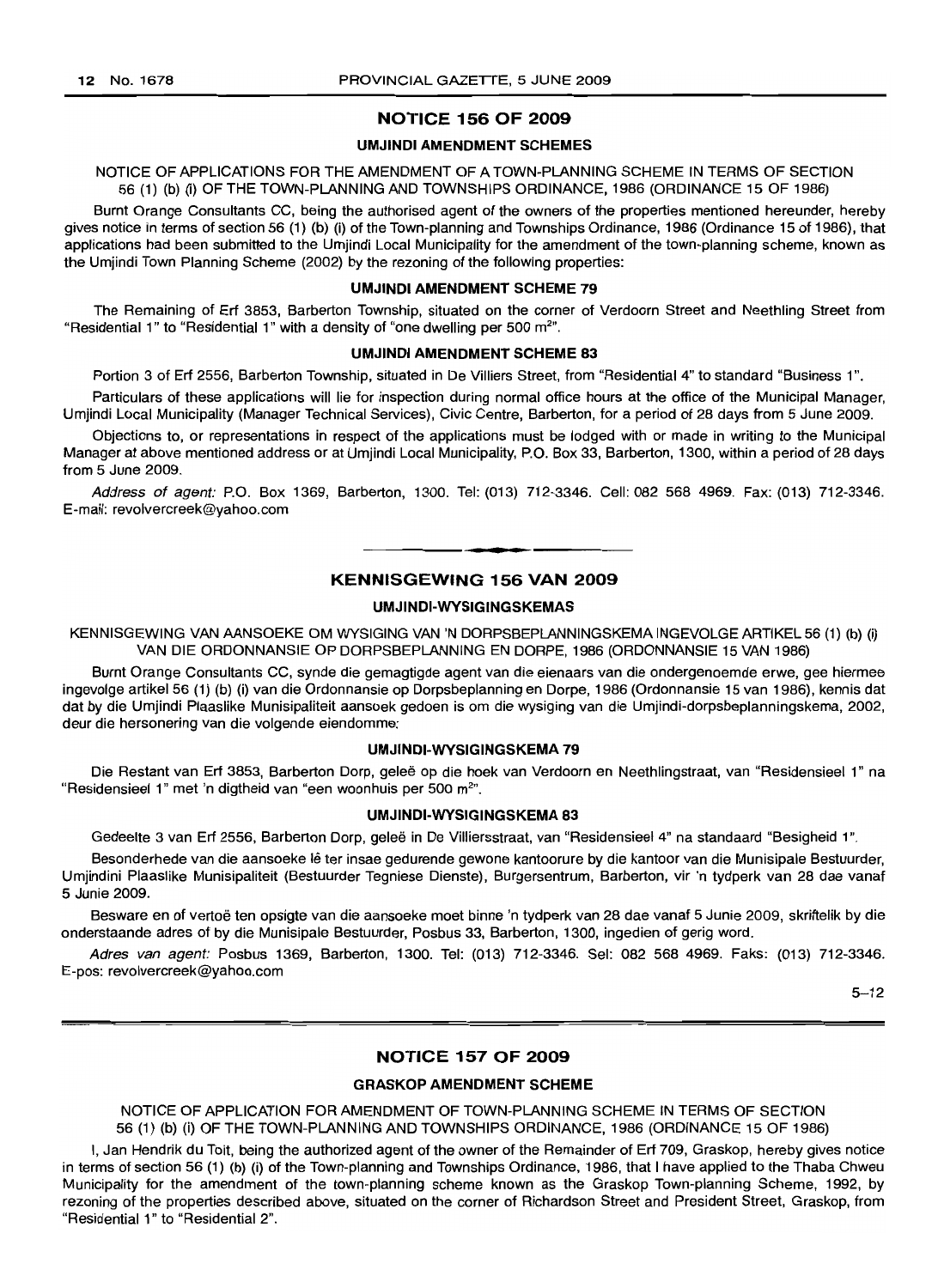## NOTICE 156 OF 2009

### UMJINDI AMENDMENT SCHEMES

NOTICE OF APPLICATIONS FOR THE AMENDMENT OF A TOWN-PLANNING SCHEME IN TERMS OF SECTION 56 (1) (b) (i) OF THE TOWN-PLANNING AND TOWNSHIPS ORDINANCE, 1986 (ORDINANCE 15 OF 1986)

Burnt Orange Consultants CC, being the authorised agent of the owners of the properties mentioned hereunder, hereby gives notice in terms of section 56 (1) (b) (i) of the Town-planning and Townships Ordinance, 1986 (Ordinance 15 of 1986), that applications had been submitted to the Umjindi Local Municipality for the amendment of the town-planning scheme, known as the Umjindi Town Planning Scheme (2002) by the rezoning of the following properties:

#### UMJINDI AMENDMENT SCHEME 79

The Remaining of Erf 3853, Barberton Township, situated on the corner of Verdoorn Street and Neethling Street from "Residential 1" to "Residential 1" with a density of "one dwelling per 500 m$^{2}$".

#### UMJINDI AMENDMENT SCHEME 83

Portion 3 of Erf 2556, Barberton Township, situated in De Villiers Street, from "Residential 4" to standard "Business 1".

Particulars of these applications will lie for inspection during normal office hours at the office of the Municipal Manager, Umjindi Local Municipality (Manager Technical Services), Civic Centre, Barberton, for a period of 28 days from 5 June 2009.

Objections to, or representations in respect of the applications must be lodged with or made in writing to the Municipal Manager at above mentioned address or at Umjindi Local Municipality, P.O. Box 33, Barberton, 1300, within a period of 28 days from 5 June 2009.

*Address of agent:* P.O. Box 1369, Barberton, 1300. Tel: (013) 712-3346. Cell: 082 568 4969. Fax: (013) 712-3346. E-mail: revolvercreek@yahoo.com

---

## KENNISGEWING 156 VAN 2009

### UMJINDI-WYSIGINGSKEMAS

KENNISGEWING VAN AANSOEKE OM WYSIGING VAN 'N DORPSBEPLANNINGSKEMA INGEVOLGE ARTIKEL 56 (1) (b) (i) VAN DIE ORDONNANSIE OP DORPSBEPLANNING EN DORPE, 1986 (ORDONNANSIE 15 VAN 1986)

Burnt Orange Consultants CC, synde die gemagtigde agent van die eienaars van die ondergenoemde erwe, gee hiermee ingevolge artikel 56 (1) (b) (i) van die Ordonnansie op Dorpsbeplanning en Dorpe, 1986 (Ordonnansie 15 van 1986), kennis dat dat by die Umjindi Plaaslike Munisipaliteit aansoek gedoen is om die wysiging van die Umjindi-dorpsbeplanningskema, 2002, deur die hersonering van die volgende eiendomme:

#### UMJINDI-WYSIGINGSKEMA 79

Die Restant van Erf 3853, Barberton Dorp, geleë op die hoek van Verdoorn en Neethlingstraat, van "Residensieel 1" na "Residensieel 1" met 'n digtheid van "een woonhuis per 500 m$^{2}$".

#### UMJINDI-WYSIGINGSKEMA 83

Gedeelte 3 van Erf 2556, Barberton Dorp, geleë in De Villiersstraat, van "Residensieel 4" na standaard "Besigheid 1".

Besonderhede van die aansoeke lê ter insae gedurende gewone kantoorure by die kantoor van die Munisipale Bestuurder, Umjindini Plaaslike Munisipaliteit (Bestuurder Tegniese Dienste), Burgersentrum, Barberton, vir 'n tydperk van 28 dae vanaf 5 Junie 2009.

Besware en of vertoë ten opsigte van die aansoeke moet binne 'n tydperk van 28 dae vanaf 5 Junie 2009, skriftelik by die onderstaande adres of by die Munisipale Bestuurder, Posbus 33, Barberton, 1300, ingedien of gerig word.

*Adres van agent:* Posbus 1369, Barberton, 1300. Tel: (013) 712-3346. Sel: 082 568 4969. Faks: (013) 712-3346. E-pos: revolvercreek@yahoo.com

5–12

---

## NOTICE 157 OF 2009

### GRASKOP AMENDMENT SCHEME

NOTICE OF APPLICATION FOR AMENDMENT OF TOWN-PLANNING SCHEME IN TERMS OF SECTION 56 (1) (b) (i) OF THE TOWN-PLANNING AND TOWNSHIPS ORDINANCE, 1986 (ORDINANCE 15 OF 1986)

I, Jan Hendrik du Toit, being the authorized agent of the owner of the Remainder of Erf 709, Graskop, hereby gives notice in terms of section 56 (1) (b) (i) of the Town-planning and Townships Ordinance, 1986, that I have applied to the Thaba Chweu Municipality for the amendment of the town-planning scheme known as the Graskop Town-planning Scheme, 1992, by rezoning of the properties described above, situated on the corner of Richardson Street and President Street, Graskop, from "Residential 1" to "Residential 2".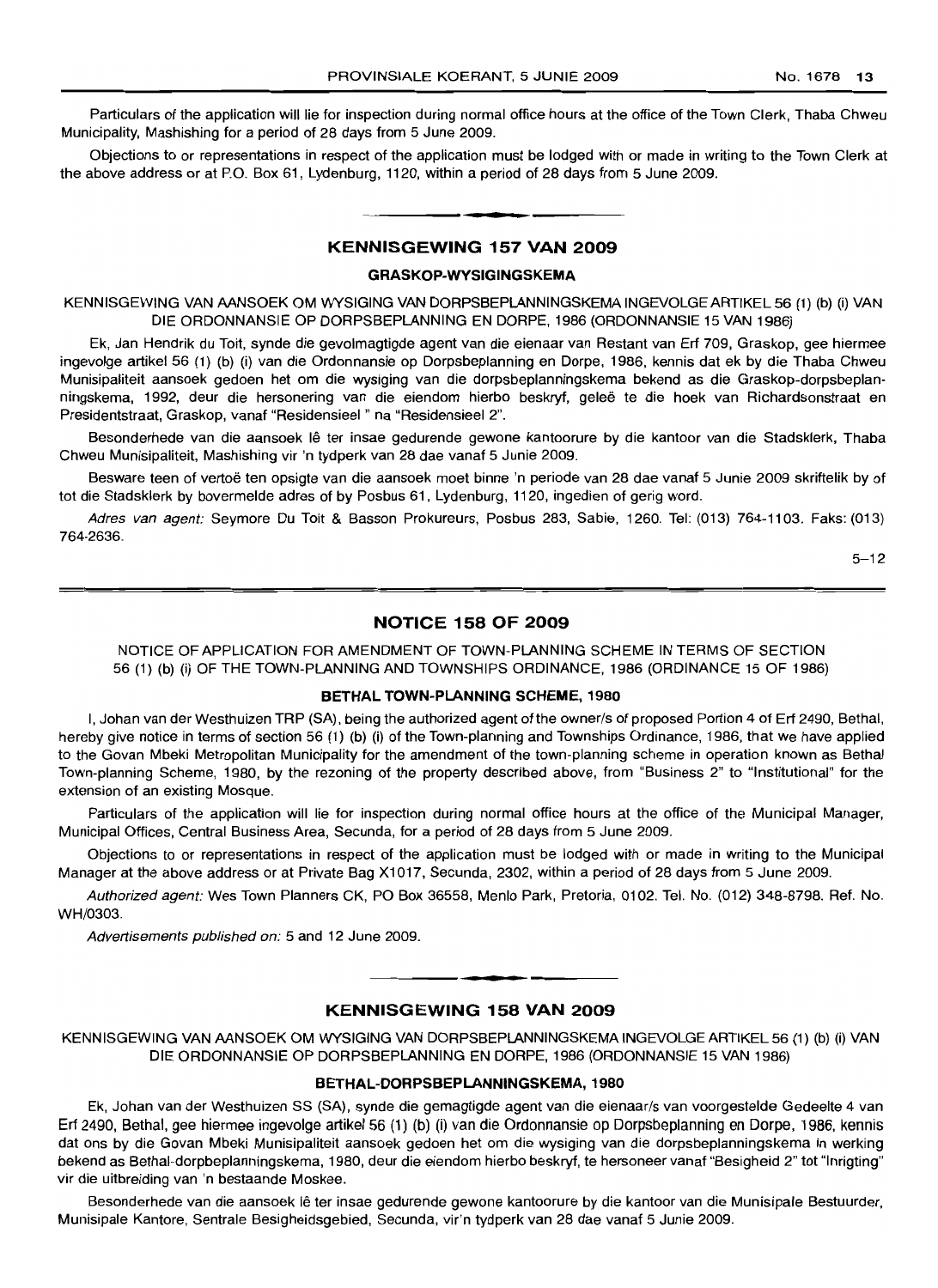Particulars of the application will lie for inspection during normal office hours at the office of the Town Clerk, Thaba Chweu Municipality, Mashishing for a period of 28 days from 5 June 2009.

Objections to or representations in respect of the application must be lodged with or made in writing to the Town Clerk at the above address or at P.O. Box 61, Lydenburg, 1120, within a period of 28 days from 5 June 2009.

## KENNISGEWING 157 VAN 2009

### GRASKOP-WYSIGINGSKEMA

KENNISGEWING VAN AANSOEK OM WYSIGING VAN DORPSBEPLANNINGSKEMA INGEVOLGE ARTIKEL 56 (1) (b) (i) VAN DIE ORDONNANSIE OP DORPSBEPLANNING EN DORPE, 1986 (ORDONNANSIE 15 VAN 1986)

Ek, Jan Hendrik du Toit, synde die gevolmagtigde agent van die eienaar van Restant van Erf 709, Graskop, gee hiermee ingevolge artikel 56 (1) (b) (i) van die Ordonnansie op Dorpsbeplanning en Dorpe, 1986, kennis dat ek by die Thaba Chweu Munisipaliteit aansoek gedoen het om die wysiging van die dorpsbeplanningskema bekend as die Graskop-dorpsbeplanningskema, 1992, deur die hersonering van die eiendom hierbo beskryf, geleë te die hoek van Richardsonstraat en Presidentstraat, Graskop, vanaf "Residensieel " na "Residensieel 2".

Besonderhede van die aansoek lê ter insae gedurende gewone kantoorure by die kantoor van die Stadsklerk, Thaba Chweu Munisipaliteit, Mashishing vir 'n tydperk van 28 dae vanaf 5 Junie 2009.

Besware teen of vertoë ten opsigte van die aansoek moet binne 'n periode van 28 dae vanaf 5 Junie 2009 skriftelik by of tot die Stadsklerk by bovermelde adres of by Posbus 61, Lydenburg, 1120, ingedien of gerig word.

*Adres van agent:* Seymore Du Toit & Basson Prokureurs, Posbus 283, Sabie, 1260. Tel: (013) 764-1103. Faks: (013) 764-2636.

5–12

## NOTICE 158 OF 2009

NOTICE OF APPLICATION FOR AMENDMENT OF TOWN-PLANNING SCHEME IN TERMS OF SECTION 56 (1) (b) (i) OF THE TOWN-PLANNING AND TOWNSHIPS ORDINANCE, 1986 (ORDINANCE 15 OF 1986)

### BETHAL TOWN-PLANNING SCHEME, 1980

I, Johan van der Westhuizen TRP (SA), being the authorized agent of the owner/s of proposed Portion 4 of Erf 2490, Bethal, hereby give notice in terms of section 56 (1) (b) (i) of the Town-planning and Townships Ordinance, 1986, that we have applied to the Govan Mbeki Metropolitan Municipality for the amendment of the town-planning scheme in operation known as Bethal Town-planning Scheme, 1980, by the rezoning of the property described above, from "Business 2" to "Institutional" for the extension of an existing Mosque.

Particulars of the application will lie for inspection during normal office hours at the office of the Municipal Manager, Municipal Offices, Central Business Area, Secunda, for a period of 28 days from 5 June 2009.

Objections to or representations in respect of the application must be lodged with or made in writing to the Municipal Manager at the above address or at Private Bag X1017, Secunda, 2302, within a period of 28 days from 5 June 2009.

*Authorized agent:* Wes Town Planners CK, PO Box 36558, Menlo Park, Pretoria, 0102. Tel. No. (012) 348-8798. Ref. No. WH/0303.

*Advertisements published on:* 5 and 12 June 2009.

## KENNISGEWING 158 VAN 2009

KENNISGEWING VAN AANSOEK OM WYSIGING VAN DORPSBEPLANNINGSKEMA INGEVOLGE ARTIKEL 56 (1) (b) (i) VAN DIE ORDONNANSIE OP DORPSBEPLANNING EN DORPE, 1986 (ORDONNANSIE 15 VAN 1986)

### BETHAL-DORPSBEPLANNINGSKEMA, 1980

Ek, Johan van der Westhuizen SS (SA), synde die gemagtigde agent van die eienaar/s van voorgestelde Gedeelte 4 van Erf 2490, Bethal, gee hiermee ingevolge artikel 56 (1) (b) (i) van die Ordonnansie op Dorpsbeplanning en Dorpe, 1986, kennis dat ons by die Govan Mbeki Munisipaliteit aansoek gedoen het om die wysiging van die dorpsbeplanningskema in werking bekend as Bethal-dorpbeplanningskema, 1980, deur die eiendom hierbo beskryf, te hersoneer vanaf "Besigheid 2" tot "Inrigting" vir die uitbreiding van 'n bestaande Moskee.

Besonderhede van die aansoek lê ter insae gedurende gewone kantoorure by die kantoor van die Munisipale Bestuurder, Munisipale Kantore, Sentrale Besigheidsgebied, Secunda, vir'n tydperk van 28 dae vanaf 5 Junie 2009.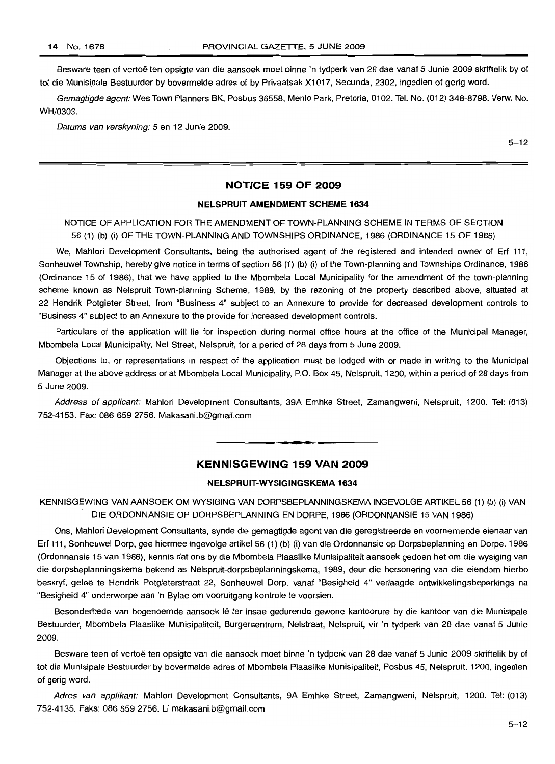Besware teen of vertoë ten opsigte van die aansoek moet binne 'n tydperk van 28 dae vanaf 5 Junie 2009 skriftelik by of tot die Munisipale Bestuurder by bovermelde adres of by Privaatsak X1017, Secunda, 2302, ingedien of gerig word.

*Gemagtigde agent:* Wes Town Planners BK, Posbus 36558, Menlo Park, Pretoria, 0102. Tel. No. (012) 348-8798. Verw. No. WH/0303.

*Datums van verskyning:* 5 en 12 Junie 2009.

5–12

---

## NOTICE 159 OF 2009

### NELSPRUIT AMENDMENT SCHEME 1634

NOTICE OF APPLICATION FOR THE AMENDMENT OF TOWN-PLANNING SCHEME IN TERMS OF SECTION 56 (1) (b) (i) OF THE TOWN-PLANNING AND TOWNSHIPS ORDINANCE, 1986 (ORDINANCE 15 OF 1986)

We, Mahlori Development Consultants, being the authorised agent of the registered and intended owner of Erf 111, Sonheuwel Township, hereby give notice in terms of section 56 (1) (b) (i) of the Town-planning and Townships Ordinance, 1986 (Ordinance 15 of 1986), that we have applied to the Mbombela Local Municipality for the amendment of the town-planning scheme known as Nelspruit Town-planning Scheme, 1989, by the rezoning of the property described above, situated at 22 Hendrik Potgieter Street, from "Business 4" subject to an Annexure to provide for decreased development controls to "Business 4" subject to an Annexure to the provide for increased development controls.

Particulars of the application will lie for inspection during normal office hours at the office of the Municipal Manager, Mbombela Local Municipality, Nel Street, Nelspruit, for a period of 28 days from 5 June 2009.

Objections to, or representations in respect of the application must be lodged with or made in writing to the Municipal Manager at the above address or at Mbombela Local Municipality, P.O. Box 45, Nelspruit, 1200, within a period of 28 days from 5 June 2009.

*Address of applicant:* Mahlori Development Consultants, 39A Emhke Street, Zamangweni, Nelspruit, 1200. Tel: (013) 752-4153. Fax: 086 659 2756. Makasani.b@gmail.com

---

## KENNISGEWING 159 VAN 2009

### NELSPRUIT-WYSIGINGSKEMA 1634

KENNISGEWING VAN AANSOEK OM WYSIGING VAN DORPSBEPLANNINGSKEMA INGEVOLGE ARTIKEL 56 (1) (b) (i) VAN DIE ORDONNANSIE OP DORPSBEPLANNING EN DORPE, 1986 (ORDONNANSIE 15 VAN 1986)

Ons, Mahlori Development Consultants, synde die gemagtigde agent van die geregistreerde en voornemende eienaar van Erf 111, Sonheuwel Dorp, gee hiermee ingevolge artikel 56 (1) (b) (i) van die Ordonnansie op Dorpsbeplanning en Dorpe, 1986 (Ordonnansie 15 van 1986), kennis dat ons by die Mbombela Plaaslike Munisipaliteit aansoek gedoen het om die wysiging van die dorpsbeplanningskema bekend as Nelspruit-dorpsbeplanningskema, 1989, deur die hersonering van die eiendom hierbo beskryf, geleë te Hendrik Potgieterstraat 22, Sonheuwel Dorp, vanaf "Besigheid 4" verlaagde ontwikkelingsbeperkings na "Besigheid 4" onderworpe aan 'n Bylae om vooruitgang kontrole te voorsien.

Besonderhede van bogenoemde aansoek lê ter insae gedurende gewone kantoorure by die kantoor van die Munisipale Bestuurder, Mbombela Plaaslike Munisipaliteit, Burgersentrum, Nelstraat, Nelspruit, vir 'n tydperk van 28 dae vanaf 5 Junie 2009.

Besware teen of vertoë ten opsigte van die aansoek moet binne 'n tydperk van 28 dae vanaf 5 Junie 2009 skriftelik by of tot die Munisipale Bestuurder by bovermelde adres of Mbombela Plaaslike Munisipaliteit, Posbus 45, Nelspruit, 1200, ingedien of gerig word.

*Adres van applikant:* Mahlori Development Consultants, 9A Emhke Street, Zamangweni, Nelspruit, 1200. Tel: (013) 752-4135. Faks: 086 659 2756. Li makasani.b@gmail.com

5–12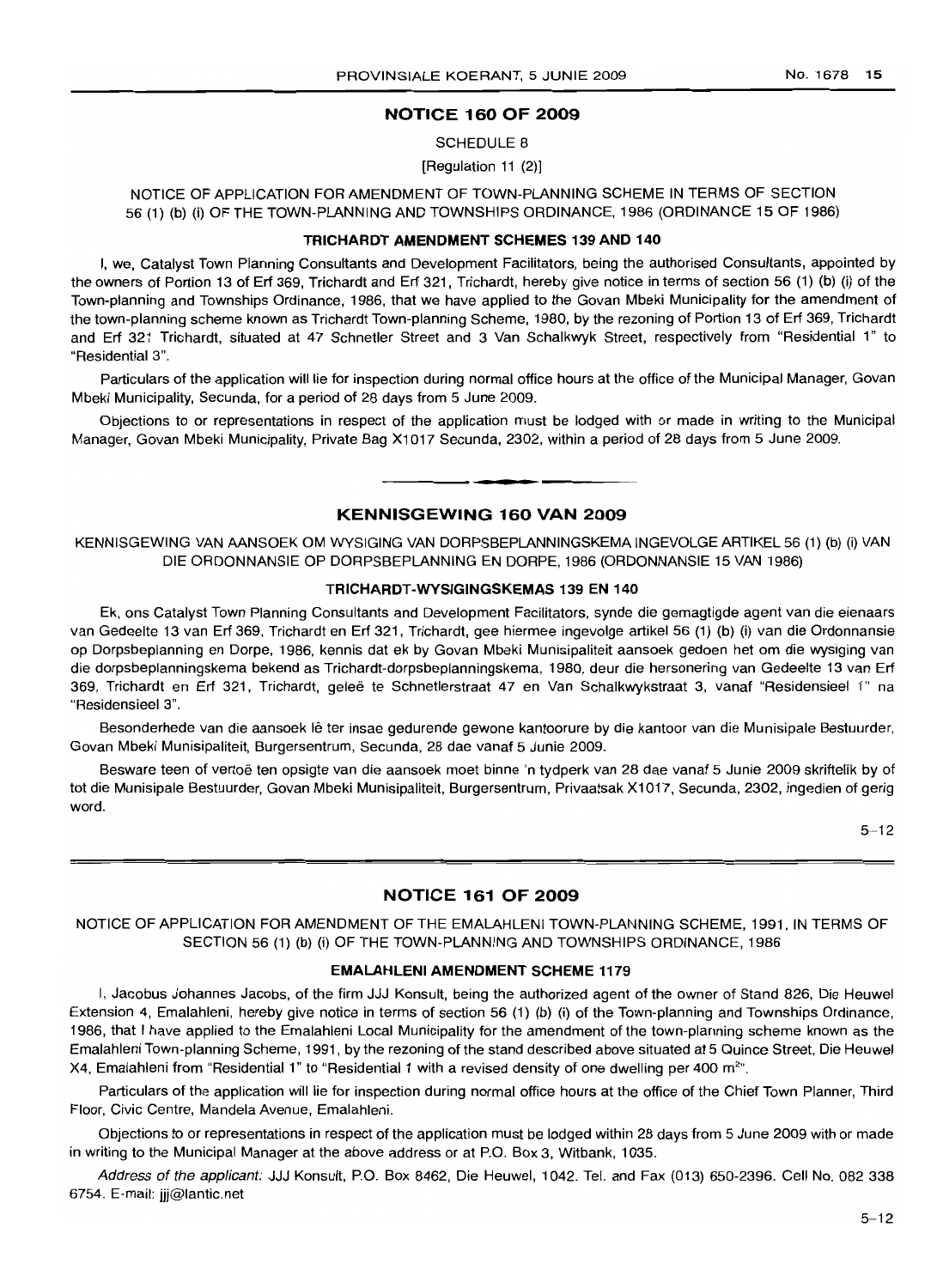## NOTICE 160 OF 2009

SCHEDULE 8

[Regulation 11 (2)]

NOTICE OF APPLICATION FOR AMENDMENT OF TOWN-PLANNING SCHEME IN TERMS OF SECTION 56 (1) (b) (i) OF THE TOWN-PLANNING AND TOWNSHIPS ORDINANCE, 1986 (ORDINANCE 15 OF 1986)

**TRICHARDT AMENDMENT SCHEMES 139 AND 140**

I, we, Catalyst Town Planning Consultants and Development Facilitators, being the authorised Consultants, appointed by the owners of Portion 13 of Erf 369, Trichardt and Erf 321, Trichardt, hereby give notice in terms of section 56 (1) (b) (i) of the Town-planning and Townships Ordinance, 1986, that we have applied to the Govan Mbeki Municipality for the amendment of the town-planning scheme known as Trichardt Town-planning Scheme, 1980, by the rezoning of Portion 13 of Erf 369, Trichardt and Erf 321 Trichardt, situated at 47 Schnetler Street and 3 Van Schalkwyk Street, respectively from "Residential 1" to "Residential 3".

Particulars of the application will lie for inspection during normal office hours at the office of the Municipal Manager, Govan Mbeki Municipality, Secunda, for a period of 28 days from 5 June 2009.

Objections to or representations in respect of the application must be lodged with or made in writing to the Municipal Manager, Govan Mbeki Municipality, Private Bag X1017 Secunda, 2302, within a period of 28 days from 5 June 2009.

---

## KENNISGEWING 160 VAN 2009

KENNISGEWING VAN AANSOEK OM WYSIGING VAN DORPSBEPLANNINGSKEMA INGEVOLGE ARTIKEL 56 (1) (b) (i) VAN DIE ORDONNANSIE OP DORPSBEPLANNING EN DORPE, 1986 (ORDONNANSIE 15 VAN 1986)

**TRICHARDT-WYSIGINGSKEMAS 139 EN 140**

Ek, ons Catalyst Town Planning Consultants and Development Facilitators, synde die gemagtigde agent van die eienaars van Gedeelte 13 van Erf 369, Trichardt en Erf 321, Trichardt, gee hiermee ingevolge artikel 56 (1) (b) (i) van die Ordonnansie op Dorpsbeplanning en Dorpe, 1986, kennis dat ek by Govan Mbeki Munisipaliteit aansoek gedoen het om die wysiging van die dorpsbeplanningskema bekend as Trichardt-dorpsbeplanningskema, 1980, deur die hersonering van Gedeelte 13 van Erf 369, Trichardt en Erf 321, Trichardt, geleë te Schnetlerstraat 47 en Van Schalkwykstraat 3, vanaf "Residensieel 1" na "Residensieel 3".

Besonderhede van die aansoek lê ter insae gedurende gewone kantoorure by die kantoor van die Munisipale Bestuurder, Govan Mbeki Munisipaliteit, Burgersentrum, Secunda, 28 dae vanaf 5 Junie 2009.

Besware teen of vertoë ten opsigte van die aansoek moet binne 'n tydperk van 28 dae vanaf 5 Junie 2009 skriftelik by of tot die Munisipale Bestuurder, Govan Mbeki Munisipaliteit, Burgersentrum, Privaatsak X1017, Secunda, 2302, ingedien of gerig word.

5–12

---

## NOTICE 161 OF 2009

NOTICE OF APPLICATION FOR AMENDMENT OF THE EMALAHLENI TOWN-PLANNING SCHEME, 1991, IN TERMS OF SECTION 56 (1) (b) (i) OF THE TOWN-PLANNING AND TOWNSHIPS ORDINANCE, 1986

**EMALAHLENI AMENDMENT SCHEME 1179**

I, Jacobus Johannes Jacobs, of the firm JJJ Konsult, being the authorized agent of the owner of Stand 826, Die Heuwel Extension 4, Emalahleni, hereby give notice in terms of section 56 (1) (b) (i) of the Town-planning and Townships Ordinance, 1986, that I have applied to the Emalahleni Local Municipality for the amendment of the town-planning scheme known as the Emalahleni Town-planning Scheme, 1991, by the rezoning of the stand described above situated at 5 Quince Street, Die Heuwel X4, Emalahleni from "Residential 1" to "Residential 1 with a revised density of one dwelling per 400 $m^2$".

Particulars of the application will lie for inspection during normal office hours at the office of the Chief Town Planner, Third Floor, Civic Centre, Mandela Avenue, Emalahleni.

Objections to or representations in respect of the application must be lodged within 28 days from 5 June 2009 with or made in writing to the Municipal Manager at the above address or at P.O. Box 3, Witbank, 1035.

*Address of the applicant:* JJJ Konsult, P.O. Box 8462, Die Heuwel, 1042. Tel. and Fax (013) 650-2396. Cell No. 082 338 6754. E-mail: jjj@lantic.net

5–12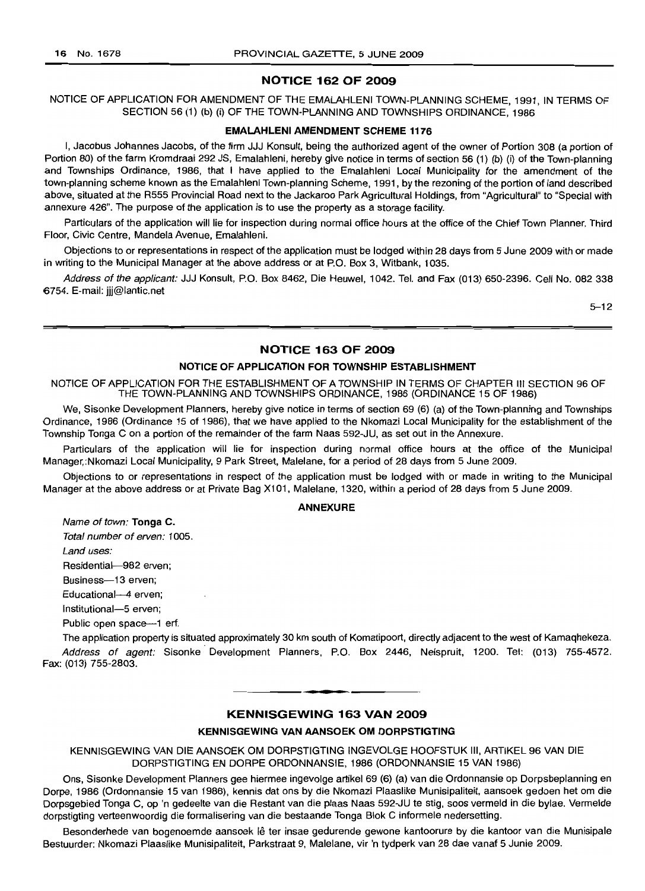## NOTICE 162 OF 2009

NOTICE OF APPLICATION FOR AMENDMENT OF THE EMALAHLENI TOWN-PLANNING SCHEME, 1991, IN TERMS OF SECTION 56 (1) (b) (i) OF THE TOWN-PLANNING AND TOWNSHIPS ORDINANCE, 1986

### EMALAHLENI AMENDMENT SCHEME 1176

I, Jacobus Johannes Jacobs, of the firm JJJ Konsult, being the authorized agent of the owner of Portion 308 (a portion of Portion 80) of the farm Kromdraai 292 JS, Emalahleni, hereby give notice in terms of section 56 (1) (b) (i) of the Town-planning and Townships Ordinance, 1986, that I have applied to the Emalahleni Local Municipality for the amendment of the town-planning scheme known as the Emalahleni Town-planning Scheme, 1991, by the rezoning of the portion of land described above, situated at the R555 Provincial Road next to the Jackaroo Park Agricultural Holdings, from "Agricultural" to "Special with annexure 426". The purpose of the application is to use the property as a storage facility.

Particulars of the application will lie for inspection during normal office hours at the office of the Chief Town Planner, Third Floor, Civic Centre, Mandela Avenue, Emalahleni.

Objections to or representations in respect of the application must be lodged within 28 days from 5 June 2009 with or made in writing to the Municipal Manager at the above address or at P.O. Box 3, Witbank, 1035.

*Address of the applicant:* JJJ Konsult, P.O. Box 8462, Die Heuwel, 1042. Tel. and Fax (013) 650-2396. Cell No. 082 338 6754. E-mail: jjj@lantic.net

5–12

## NOTICE 163 OF 2009

### NOTICE OF APPLICATION FOR TOWNSHIP ESTABLISHMENT

NOTICE OF APPLICATION FOR THE ESTABLISHMENT OF A TOWNSHIP IN TERMS OF CHAPTER III SECTION 96 OF THE TOWN-PLANNING AND TOWNSHIPS ORDINANCE, 1986 (ORDINANCE 15 OF 1986)

We, Sisonke Development Planners, hereby give notice in terms of section 69 (6) (a) of the Town-planning and Townships Ordinance, 1986 (Ordinance 15 of 1986), that we have applied to the Nkomazi Local Municipality for the establishment of the Township Tonga C on a portion of the remainder of the farm Naas 592-JU, as set out in the Annexure.

Particulars of the application will lie for inspection during normal office hours at the office of the Municipal Manager, Nkomazi Local Municipality, 9 Park Street, Malelane, for a period of 28 days from 5 June 2009.

Objections to or representations in respect of the application must be lodged with or made in writing to the Municipal Manager at the above address or at Private Bag X101, Malelane, 1320, within a period of 28 days from 5 June 2009.

### ANNEXURE

*Name of town:* **Tonga C.**

*Total number of erven:* 1005.

*Land uses:*

Residential—982 erven;

Business—13 erven;

Educational—4 erven;

Institutional—5 erven;

Public open space—1 erf.

The application property is situated approximately 30 km south of Komatipoort, directly adjacent to the west of Kamaqhekeza.

*Address of agent:* Sisonke Development Planners, P.O. Box 2446, Nelspruit, 1200. Tel: (013) 755-4572. Fax: (013) 755-2803.

## KENNISGEWING 163 VAN 2009

### KENNISGEWING VAN AANSOEK OM DORPSTIGTING

KENNISGEWING VAN DIE AANSOEK OM DORPSTIGTING INGEVOLGE HOOFSTUK III, ARTIKEL 96 VAN DIE DORPSTIGTING EN DORPE ORDONNANSIE, 1986 (ORDONNANSIE 15 VAN 1986)

Ons, Sisonke Development Planners gee hiermee ingevolge artikel 69 (6) (a) van die Ordonnansie op Dorpsbeplanning en Dorpe, 1986 (Ordonnansie 15 van 1986), kennis dat ons by die Nkomazi Plaaslike Munisipaliteit, aansoek gedoen het om die Dorpsgebied Tonga C, op 'n gedeelte van die Restant van die plaas Naas 592-JU te stig, soos vermeld in die bylae. Vermelde dorpstigting verteenwoordig die formalisering van die bestaande Tonga Blok C informele nedersetting.

Besonderhede van bogenoemde aansoek lê ter insae gedurende gewone kantoorure by die kantoor van die Munisipale Bestuurder: Nkomazi Plaaslike Munisipaliteit, Parkstraat 9, Malelane, vir 'n tydperk van 28 dae vanaf 5 Junie 2009.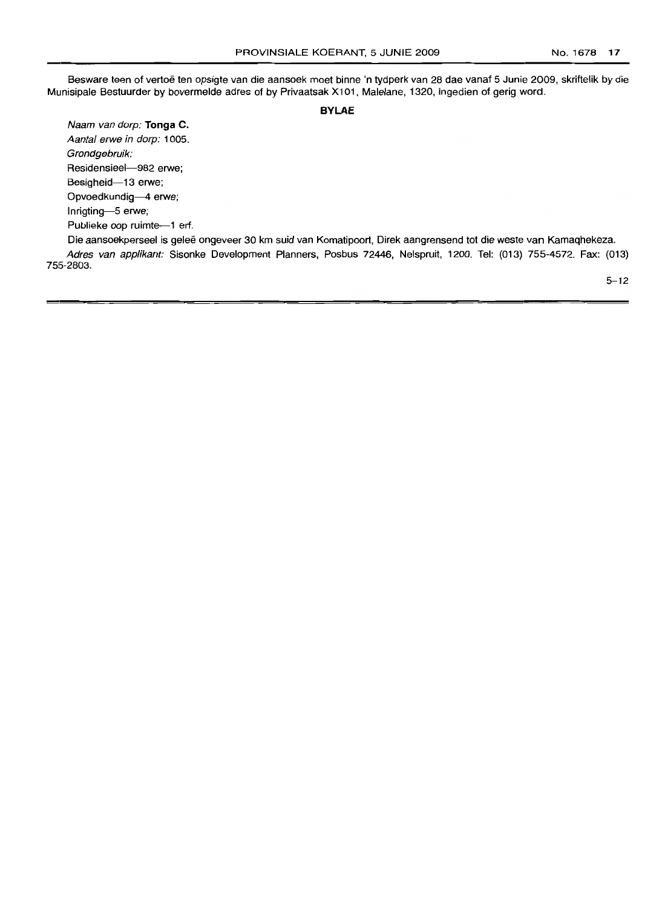Besware teen of vertoë ten opsigte van die aansoek moet binne 'n tydperk van 28 dae vanaf 5 Junie 2009, skriftelik by die Munisipale Bestuurder by bovermelde adres of by Privaatsak X101, Malelane, 1320, ingedien of gerig word.

**BYLAE**

*Naam van dorp:* **Tonga C.**

*Aantal erwe in dorp:* 1005.

*Grondgebruik:*

Residensieel—982 erwe;

Besigheid—13 erwe;

Opvoedkundig—4 erwe;

Inrigting—5 erwe;

Publieke oop ruimte—1 erf.

Die aansoekperseel is geleë ongeveer 30 km suid van Komatipoort, Direk aangrensend tot die weste van Kamaqhekeza.

*Adres van applikant:* Sisonke Development Planners, Posbus 72446, Nelspruit, 1200. Tel: (013) 755-4572. Fax: (013) 755-2803.

5–12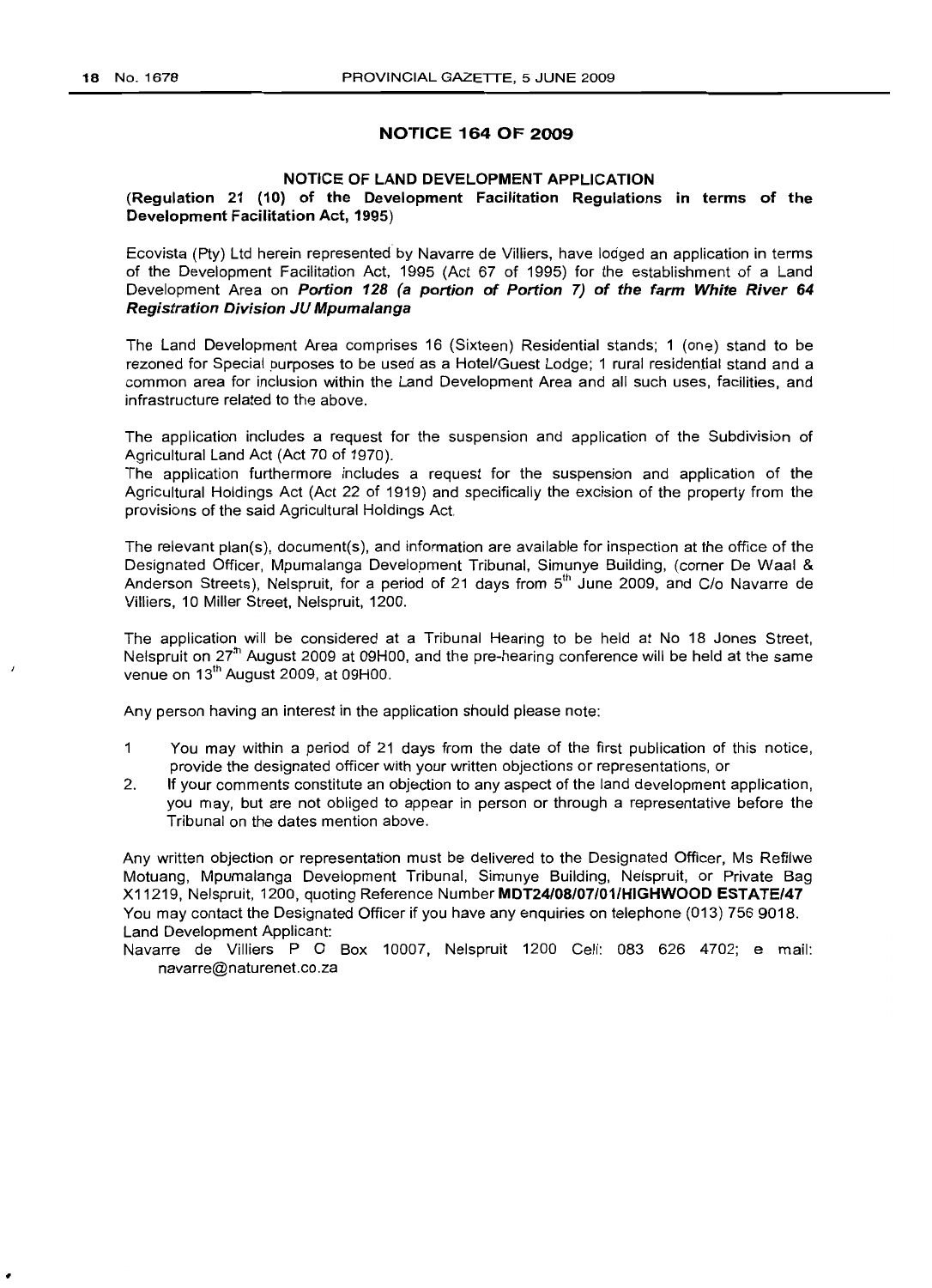## NOTICE 164 OF 2009

### NOTICE OF LAND DEVELOPMENT APPLICATION

**(Regulation 21 (10) of the Development Facilitation Regulations in terms of the Development Facilitation Act, 1995)**

Ecovista (Pty) Ltd herein represented by Navarre de Villiers, have lodged an application in terms of the Development Facilitation Act, 1995 (Act 67 of 1995) for the establishment of a Land Development Area on ***Portion 128 (a portion of Portion 7) of the farm White River 64 Registration Division JU Mpumalanga***

The Land Development Area comprises 16 (Sixteen) Residential stands; 1 (one) stand to be rezoned for Special purposes to be used as a Hotel/Guest Lodge; 1 rural residential stand and a common area for inclusion within the Land Development Area and all such uses, facilities, and infrastructure related to the above.

The application includes a request for the suspension and application of the Subdivision of Agricultural Land Act (Act 70 of 1970).

The application furthermore includes a request for the suspension and application of the Agricultural Holdings Act (Act 22 of 1919) and specifically the excision of the property from the provisions of the said Agricultural Holdings Act.

The relevant plan(s), document(s), and information are available for inspection at the office of the Designated Officer, Mpumalanga Development Tribunal, Simunye Building, (corner De Waal & Anderson Streets), Nelspruit, for a period of 21 days from 5th June 2009, and C/o Navarre de Villiers, 10 Miller Street, Nelspruit, 1200.

The application will be considered at a Tribunal Hearing to be held at No 18 Jones Street, Nelspruit on 27th August 2009 at 09H00, and the pre-hearing conference will be held at the same venue on 13th August 2009, at 09H00.

Any person having an interest in the application should please note:

1 You may within a period of 21 days from the date of the first publication of this notice, provide the designated officer with your written objections or representations, or
2. If your comments constitute an objection to any aspect of the land development application, you may, but are not obliged to appear in person or through a representative before the Tribunal on the dates mention above.

Any written objection or representation must be delivered to the Designated Officer, Ms Refilwe Motuang, Mpumalanga Development Tribunal, Simunye Building, Nelspruit, or Private Bag X11219, Nelspruit, 1200, quoting Reference Number **MDT24/08/07/01/HIGHWOOD ESTATE/47**
You may contact the Designated Officer if you have any enquiries on telephone (013) 756 9018.
Land Development Applicant:
Navarre de Villiers P O Box 10007, Nelspruit 1200 Cell: 083 626 4702; e mail: navarre@naturenet.co.za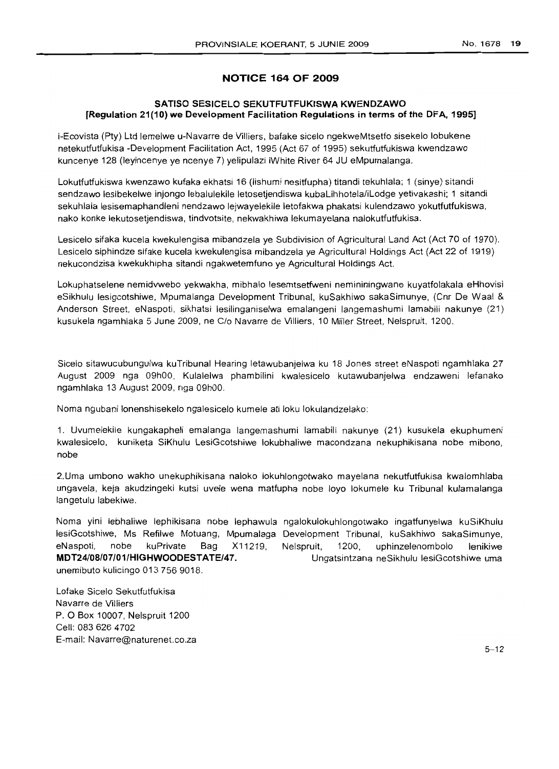## NOTICE 164 OF 2009

### SATISO SESICELO SEKUTFUTFUKISWA KWENDZAWO

**[Regulation 21(10) we Development Facilitation Regulations in terms of the DFA, 1995]**

i-Ecovista (Pty) Ltd lemelwe u-Navarre de Villiers, bafake sicelo ngekweMtsetfo sisekelo lobukene netekutfutfukisa -Development Facilitation Act, 1995 (Act 67 of 1995) sekutfutfukiswa kwendzawo kuncenye 128 (leyincenye ye ncenye 7) yelipulazi iWhite River 64 JU eMpumalanga.

Lokutfutfukiswa kwenzawo kufaka ekhatsi 16 (lishumi nesitfupha) titandi tekuhlala; 1 (sinye) sitandi sendzawo lesibekelwe injongo lebalulekile letosetjendiswa kubaLihhotela/iLodge yetivakashi; 1 sitandi sekuhlala lesisemaphandleni nendzawo lejwayelekile letofakwa phakatsi kulendzawo yokutfutfukiswa, nako konke lekutosetjendiswa, tindvotsite, nekwakhiwa lekumayelana nalokutfutfukisa.

Lesicelo sifaka kucela kwekulengisa mibandzela ye Subdivision of Agricultural Land Act (Act 70 of 1970). Lesicelo siphindze sifake kucela kwekulengisa mibandzela ye Agricultural Holdings Act (Act 22 of 1919) nekucondzisa kwekukhipha sitandi ngakwetemfuno ye Agricultural Holdings Act.

Lokuphatselene nemidvwebo yekwakha, mibhalo lesemtsetfweni neminingwane kuyatfolakala eHhovisi eSikhulu lesigcotshiwe, Mpumalanga Development Tribunal, kuSakhiwo sakaSimunye, (Cnr De Waal & Anderson Street, eNaspoti, sikhatsi lesilinganiselwa emalangeni langemashumi lamabili nakunye (21) kusukela ngamhlaka 5 June 2009, ne C/o Navarre de Villiers, 10 Miller Street, Nelspruit, 1200.

Sicelo sitawucubungulwa kuTribunal Hearing letawubanjelwa ku 18 Jones street eNaspoti ngamhlaka 27 August 2009 nga 09h00. Kulalelwa phambilini kwalesicelo kutawubanjelwa endzaweni lefanako ngamhlaka 13 August 2009, nga 09h00.

Noma ngubani lonenshisekelo ngalesicelo kumele ati loku lokulandzelako:

1. Uvumelekile kungakapheli emalanga langemashumi lamabili nakunye (21) kusukela ekuphumeni kwalesicelo, kuniketa SiKhulu LesiGcotshiwe lokubhaliwe macondzana nekuphikisana nobe mibono, nobe

2. Uma umbono wakho unekuphikisana naloko lokuhlongotwako mayelana nekutfutfukisa kwalomhlaba ungavela, keja akudzingeki kutsi uvele wena matfupha nobe loyo lokumele ku Tribunal kulamalanga langetulu labekiwe.

Noma yini lebhaliwe lephikisana nobe lephawula ngalokulokuhlongotwako ingatfunyelwa kuSiKhulu lesiGcotshiwe, Ms Refilwe Motuang, Mpumalaga Development Tribunal, kuSakhiwo sakaSimunye, eNaspoti, nobe kuPrivate Bag X11219, Nelspruit, 1200, uphinzelenombolo lenikiwe **MDT24/08/07/01/HIGHWOODESTATE/47.** Ungatsintzana neSikhulu lesiGcotshiwe uma unemibuto kulicingo 013 756 9018.

Lofake Sicelo Sekutfutfukisa  
Navarre de Villiers  
P. O Box 10007, Nelspruit 1200  
Cell: 083 626 4702  
E-mail: Navarre@naturenet.co.za

5–12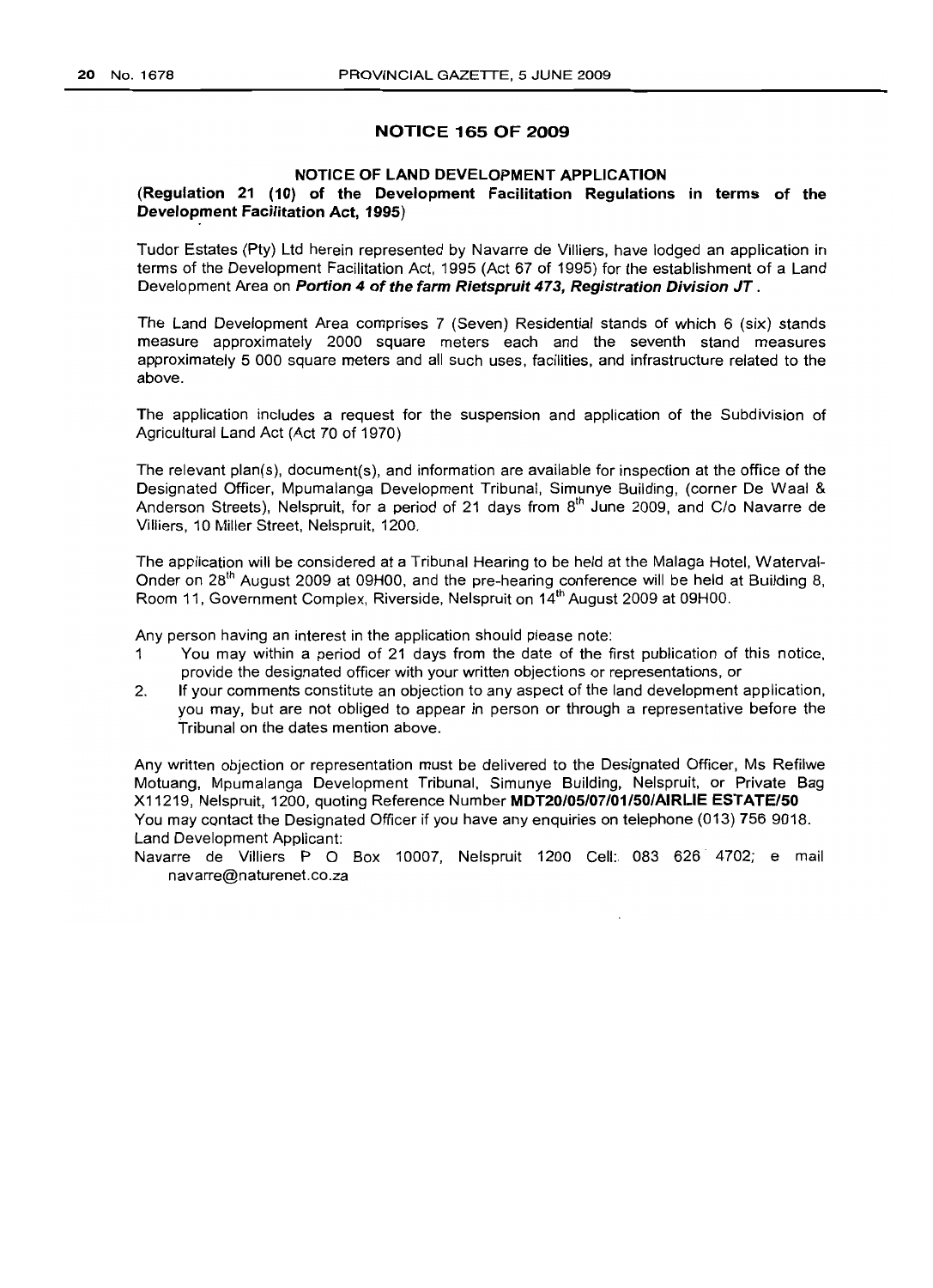## NOTICE 165 OF 2009

### NOTICE OF LAND DEVELOPMENT APPLICATION

**(Regulation 21 (10) of the Development Facilitation Regulations in terms of the Development Facilitation Act, 1995)**

Tudor Estates (Pty) Ltd herein represented by Navarre de Villiers, have lodged an application in terms of the Development Facilitation Act, 1995 (Act 67 of 1995) for the establishment of a Land Development Area on ***Portion 4 of the farm Rietspruit 473, Registration Division JT*** .

The Land Development Area comprises 7 (Seven) Residential stands of which 6 (six) stands measure approximately 2000 square meters each and the seventh stand measures approximately 5 000 square meters and all such uses, facilities, and infrastructure related to the above.

The application includes a request for the suspension and application of the Subdivision of Agricultural Land Act (Act 70 of 1970)

The relevant plan(s), document(s), and information are available for inspection at the office of the Designated Officer, Mpumalanga Development Tribunal, Simunye Building, (corner De Waal & Anderson Streets), Nelspruit, for a period of 21 days from 8th June 2009, and C/o Navarre de Villiers, 10 Miller Street, Nelspruit, 1200.

The application will be considered at a Tribunal Hearing to be held at the Malaga Hotel, Waterval-Onder on 28th August 2009 at 09H00, and the pre-hearing conference will be held at Building 8, Room 11, Government Complex, Riverside, Nelspruit on 14th August 2009 at 09H00.

Any person having an interest in the application should please note:

1. You may within a period of 21 days from the date of the first publication of this notice, provide the designated officer with your written objections or representations, or
2. If your comments constitute an objection to any aspect of the land development application, you may, but are not obliged to appear in person or through a representative before the Tribunal on the dates mention above.

Any written objection or representation must be delivered to the Designated Officer, Ms Refilwe Motuang, Mpumalanga Development Tribunal, Simunye Building, Nelspruit, or Private Bag X11219, Nelspruit, 1200, quoting Reference Number **MDT20/05/07/01/50/AIRLIE ESTATE/50**

You may contact the Designated Officer if you have any enquiries on telephone (013) 756 9018.

Land Development Applicant:

Navarre de Villiers P O Box 10007, Nelspruit 1200 Cell: 083 626 4702; e mail navarre@naturenet.co.za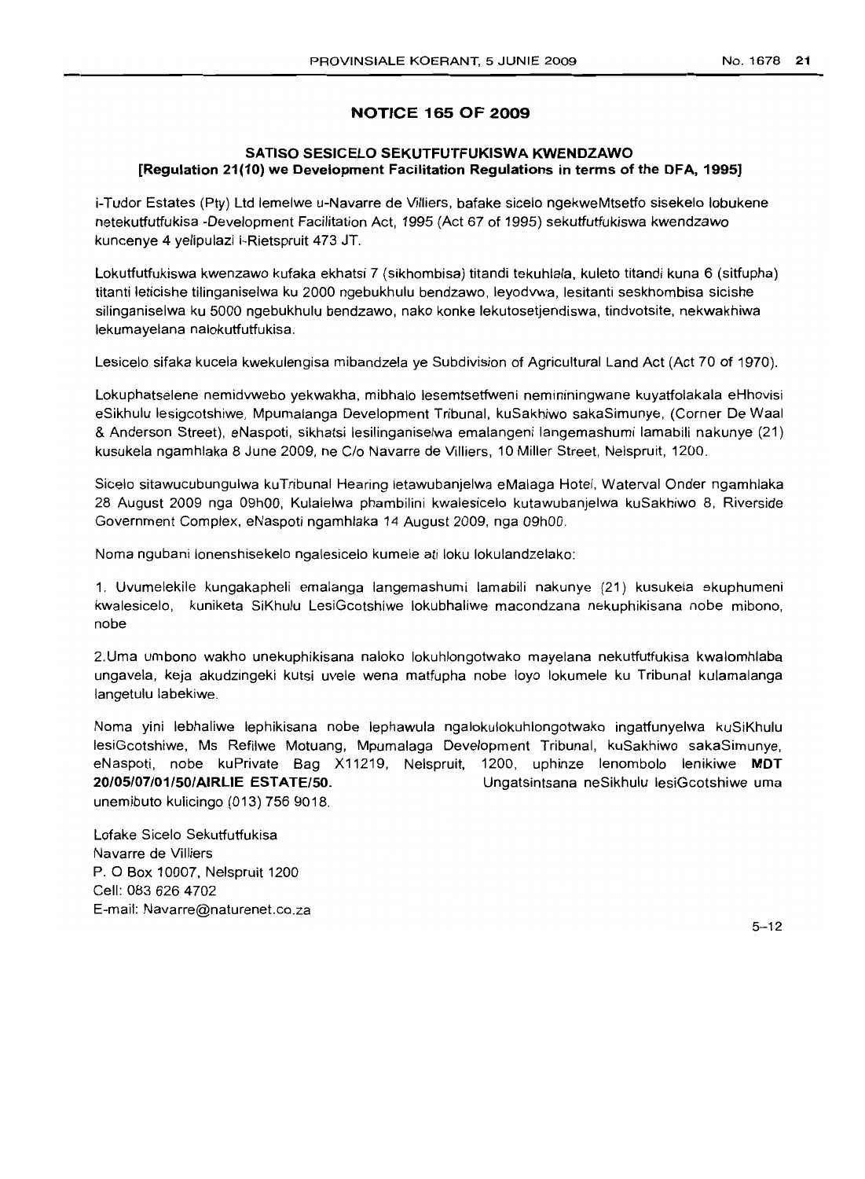## NOTICE 165 OF 2009

### SATISO SESICELO SEKUTFUTFUKISWA KWENDZAWO [Regulation 21(10) we Development Facilitation Regulations in terms of the DFA, 1995]

i-Tudor Estates (Pty) Ltd lemelwe u-Navarre de Villiers, bafake sicelo ngekweMtsetfo sisekelo lobukene netekutfutfukisa -Development Facilitation Act, 1995 (Act 67 of 1995) sekutfutfukiswa kwendzawo kuncenye 4 yelipulazi i-Rietspruit 473 JT.

Lokutfutfukiswa kwenzawo kufaka ekhatsi 7 (sikhombisa) titandi tekuhlala, kuleto titandi kuna 6 (sitfupha) titanti leticishe tilinganiselwa ku 2000 ngebukhulu bendzawo, leyodvwa, lesitanti seskhombisa sicishe silinganiselwa ku 5000 ngebukhulu bendzawo, nako konke lekutosetjendiswa, tindvotsite, nekwakhiwa lekumayelana nalokutfutfukisa.

Lesicelo sifaka kucela kwekulengisa mibandzela ye Subdivision of Agricultural Land Act (Act 70 of 1970).

Lokuphatselene nemidvwebo yekwakha, mibhalo lesemtsetfweni nemininingwane kuyatfolakala eHhovisi eSikhulu lesigcotshiwe, Mpumalanga Development Tribunal, kuSakhiwo sakaSimunye, (Corner De Waal & Anderson Street), eNaspoti, sikhatsi lesilinganiselwa emalangeni langemashumi lamabili nakunye (21) kusukela ngamhlaka 8 June 2009, ne C/o Navarre de Villiers, 10 Miller Street, Nelspruit, 1200.

Sicelo sitawucubungulwa kuTribunal Hearing letawubanjelwa eMalaga Hotel, Waterval Onder ngamhlaka 28 August 2009 nga 09h00, Kulalelwa phambilini kwalesicelo kutawubanjelwa kuSakhiwo 8, Riverside Government Complex, eNaspoti ngamhlaka 14 August 2009, nga 09h00.

Noma ngubani lonenshisekelo ngalesicelo kumele ati loku lokulandzelako:

1. Uvumelekile kungakapheli emalanga langemashumi lamabili nakunye (21) kusukela ekuphumeni kwalesicelo, kuniketa SiKhulu LesiGcotshiwe lokubhaliwe macondzana nekuphikisana nobe mibono, nobe

2. Uma umbono wakho unekuphikisana naloko lokuhlongotwako mayelana nekutfutfukisa kwalomhlaba ungavela, keja akudzingeki kutsi uvele wena matfupha nobe loyo lokumele ku Tribunal kulamalanga langetulu labekiwe.

Noma yini lebhaliwe lephikisana nobe lephawula ngalokulokuhlongotwako ingatfunyelwa kuSiKhulu lesiGcotshiwe, Ms Refilwe Motuang, Mpumalaga Development Tribunal, kuSakhiwo sakaSimunye, eNaspoti, nobe kuPrivate Bag X11219, Nelspruit, 1200, uphinze lenombolo lenikiwe **MDT 20/05/07/01/50/AIRLIE ESTATE/50.** Ungatsintsana neSikhulu lesiGcotshiwe uma unemibuto kulicingo (013) 756 9018.

Lofake Sicelo Sekutfutfukisa
Navarre de Villiers
P. O Box 10007, Nelspruit 1200
Cell: 083 626 4702
E-mail: Navarre@naturenet.co.za

5–12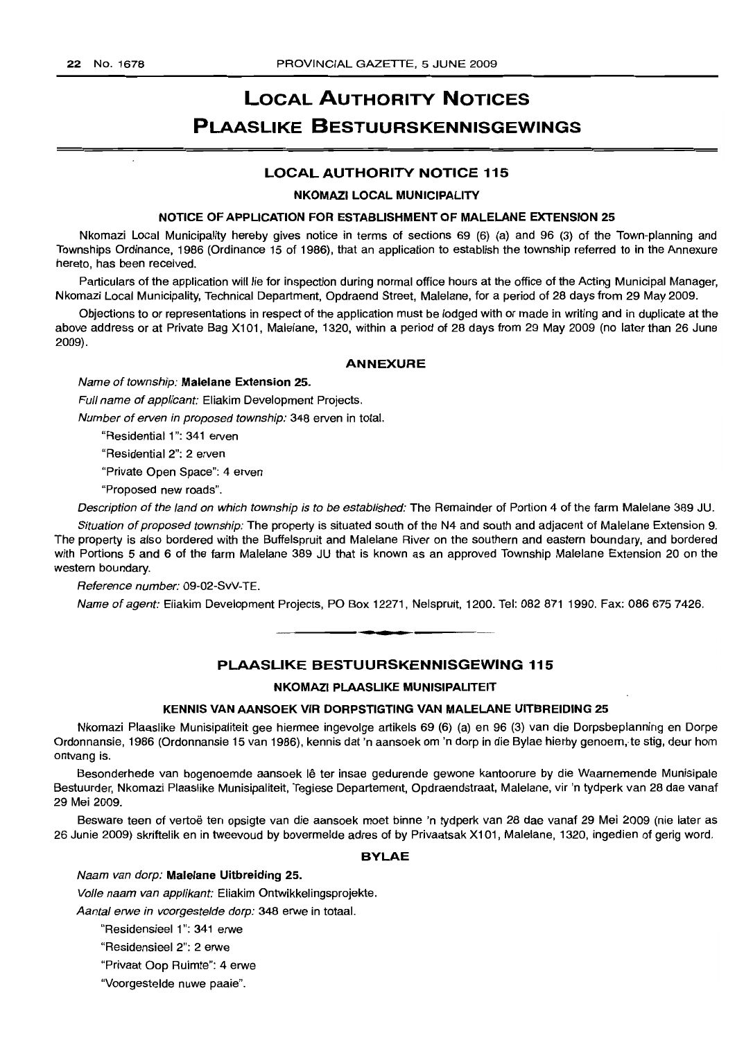# LOCAL AUTHORITY NOTICES

# PLAASLIKE BESTUURSKENNISGEWINGS

## LOCAL AUTHORITY NOTICE 115

### NKOMAZI LOCAL MUNICIPALITY

### NOTICE OF APPLICATION FOR ESTABLISHMENT OF MALELANE EXTENSION 25

Nkomazi Local Municipality hereby gives notice in terms of sections 69 (6) (a) and 96 (3) of the Town-planning and Townships Ordinance, 1986 (Ordinance 15 of 1986), that an application to establish the township referred to in the Annexure hereto, has been received.

Particulars of the application will lie for inspection during normal office hours at the office of the Acting Municipal Manager, Nkomazi Local Municipality, Technical Department, Opdraend Street, Malelane, for a period of 28 days from 29 May 2009.

Objections to or representations in respect of the application must be lodged with or made in writing and in duplicate at the above address or at Private Bag X101, Malelane, 1320, within a period of 28 days from 29 May 2009 (no later than 26 June 2009).

### ANNEXURE

*Name of township:* **Malelane Extension 25.**

*Full name of applicant:* Eliakim Development Projects.

*Number of erven in proposed township:* 348 erven in total.

"Residential 1": 341 erven

"Residential 2": 2 erven

"Private Open Space": 4 erven

"Proposed new roads".

*Description of the land on which township is to be established:* The Remainder of Portion 4 of the farm Malelane 389 JU.

*Situation of proposed township:* The property is situated south of the N4 and south and adjacent of Malelane Extension 9. The property is also bordered with the Buffelspruit and Malelane River on the southern and eastern boundary, and bordered with Portions 5 and 6 of the farm Malelane 389 JU that is known as an approved Township Malelane Extension 20 on the western boundary.

*Reference number:* 09-02-SvV-TE.

*Name of agent:* Eliakim Development Projects, PO Box 12271, Nelspruit, 1200. Tel: 082 871 1990. Fax: 086 675 7426.

---

## PLAASLIKE BESTUURSKENNISGEWING 115

### NKOMAZI PLAASLIKE MUNISIPALITEIT

### KENNIS VAN AANSOEK VIR DORPSTIGTING VAN MALELANE UITBREIDING 25

Nkomazi Plaaslike Munisipaliteit gee hiermee ingevolge artikels 69 (6) (a) en 96 (3) van die Dorpsbeplanning en Dorpe Ordonnansie, 1986 (Ordonnansie 15 van 1986), kennis dat 'n aansoek om 'n dorp in die Bylae hierby genoem, te stig, deur hom ontvang is.

Besonderhede van bogenoemde aansoek lê ter insae gedurende gewone kantoorure by die Waarnemende Munisipale Bestuurder, Nkomazi Plaaslike Munisipaliteit, Tegiese Departement, Opdraendstraat, Malelane, vir 'n tydperk van 28 dae vanaf 29 Mei 2009.

Besware teen of vertoë ten opsigte van die aansoek moet binne 'n tydperk van 28 dae vanaf 29 Mei 2009 (nie later as 26 Junie 2009) skriftelik en in tweevoud by bovermelde adres of by Privaatsak X101, Malelane, 1320, ingedien of gerig word.

### BYLAE

*Naam van dorp:* **Malelane Uitbreiding 25.**

*Volle naam van applikant:* Eliakim Ontwikkelingsprojekte.

*Aantal erwe in voorgestelde dorp:* 348 erwe in totaal.

"Residensieel 1": 341 erwe

"Residensieel 2": 2 erwe

"Privaat Oop Ruimte": 4 erwe

"Voorgestelde nuwe paaie".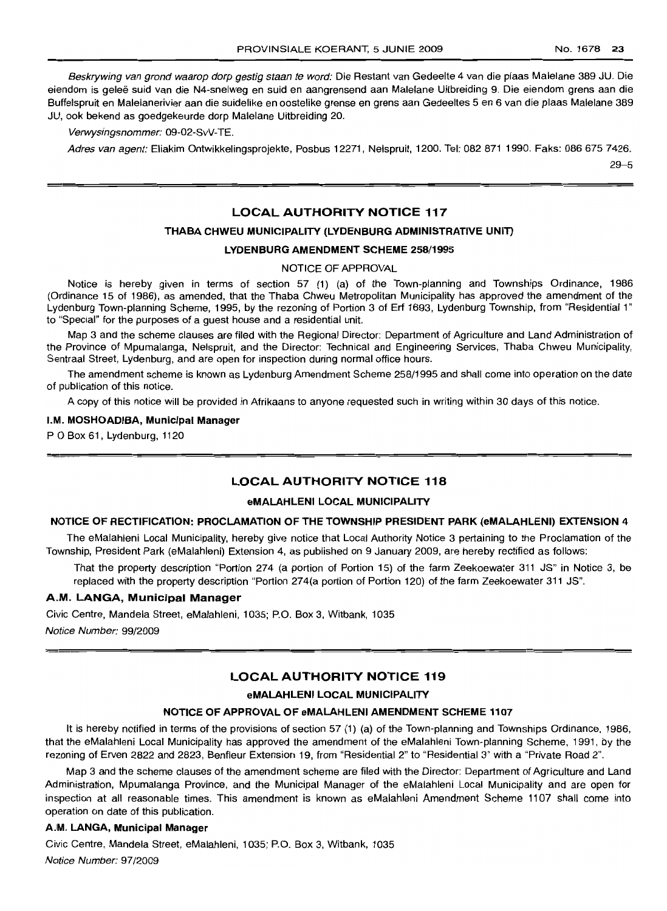*Beskrywing van grond waarop dorp gestig staan te word:* Die Restant van Gedeelte 4 van die plaas Malelane 389 JU. Die eiendom is geleë suid van die N4-snelweg en suid en aangrensend aan Malelane Uitbreiding 9. Die eiendom grens aan die Buffelspruit en Malelanerivier aan die suidelike en oostelike grense en grens aan Gedeeltes 5 en 6 van die plaas Malelane 389 JU, ook bekend as goedgekeurde dorp Malelane Uitbreiding 20.

*Verwysingsnommer:* 09-02-SvV-TE.

*Adres van agent:* Eliakim Ontwikkelingsprojekte, Posbus 12271, Nelspruit, 1200. Tel: 082 871 1990. Faks: 086 675 7426.

29–5

## LOCAL AUTHORITY NOTICE 117

### THABA CHWEU MUNICIPALITY (LYDENBURG ADMINISTRATIVE UNIT)

### LYDENBURG AMENDMENT SCHEME 258/1995

NOTICE OF APPROVAL

Notice is hereby given in terms of section 57 (1) (a) of the Town-planning and Townships Ordinance, 1986 (Ordinance 15 of 1986), as amended, that the Thaba Chweu Metropolitan Municipality has approved the amendment of the Lydenburg Town-planning Scheme, 1995, by the rezoning of Portion 3 of Erf 1693, Lydenburg Township, from "Residential 1" to "Special" for the purposes of a guest house and a residential unit.

Map 3 and the scheme clauses are filed with the Regional Director: Department of Agriculture and Land Administration of the Province of Mpumalanga, Nelspruit, and the Director: Technical and Engineering Services, Thaba Chweu Municipality, Sentraal Street, Lydenburg, and are open for inspection during normal office hours.

The amendment scheme is known as Lydenburg Amendment Scheme 258/1995 and shall come into operation on the date of publication of this notice.

A copy of this notice will be provided in Afrikaans to anyone requested such in writing within 30 days of this notice.

**I.M. MOSHOADIBA, Municipal Manager**

P O Box 61, Lydenburg, 1120

## LOCAL AUTHORITY NOTICE 118

### eMALAHLENI LOCAL MUNICIPALITY

### NOTICE OF RECTIFICATION: PROCLAMATION OF THE TOWNSHIP PRESIDENT PARK (eMALAHLENI) EXTENSION 4

The eMalahleni Local Municipality, hereby give notice that Local Authority Notice 3 pertaining to the Proclamation of the Township, President Park (eMalahleni) Extension 4, as published on 9 January 2009, are hereby rectified as follows:

That the property description "Portion 274 (a portion of Portion 15) of the farm Zeekoewater 311 JS" in Notice 3, be replaced with the property description "Portion 274(a portion of Portion 120) of the farm Zeekoewater 311 JS".

**A.M. LANGA, Municipal Manager**

Civic Centre, Mandela Street, eMalahleni, 1035; P.O. Box 3, Witbank, 1035

*Notice Number:* 99/2009

## LOCAL AUTHORITY NOTICE 119

### eMALAHLENI LOCAL MUNICIPALITY

### NOTICE OF APPROVAL OF eMALAHLENI AMENDMENT SCHEME 1107

It is hereby notified in terms of the provisions of section 57 (1) (a) of the Town-planning and Townships Ordinance, 1986, that the eMalahleni Local Municipality has approved the amendment of the eMalahleni Town-planning Scheme, 1991, by the rezoning of Erven 2822 and 2823, Benfleur Extension 19, from "Residential 2" to "Residential 3" with a "Private Road 2".

Map 3 and the scheme clauses of the amendment scheme are filed with the Director: Department of Agriculture and Land Administration, Mpumalanga Province, and the Municipal Manager of the eMalahleni Local Municipality and are open for inspection at all reasonable times. This amendment is known as eMalahleni Amendment Scheme 1107 shall come into operation on date of this publication.

**A.M. LANGA, Municipal Manager**

Civic Centre, Mandela Street, eMalahleni, 1035; P.O. Box 3, Witbank, 1035

*Notice Number:* 97/2009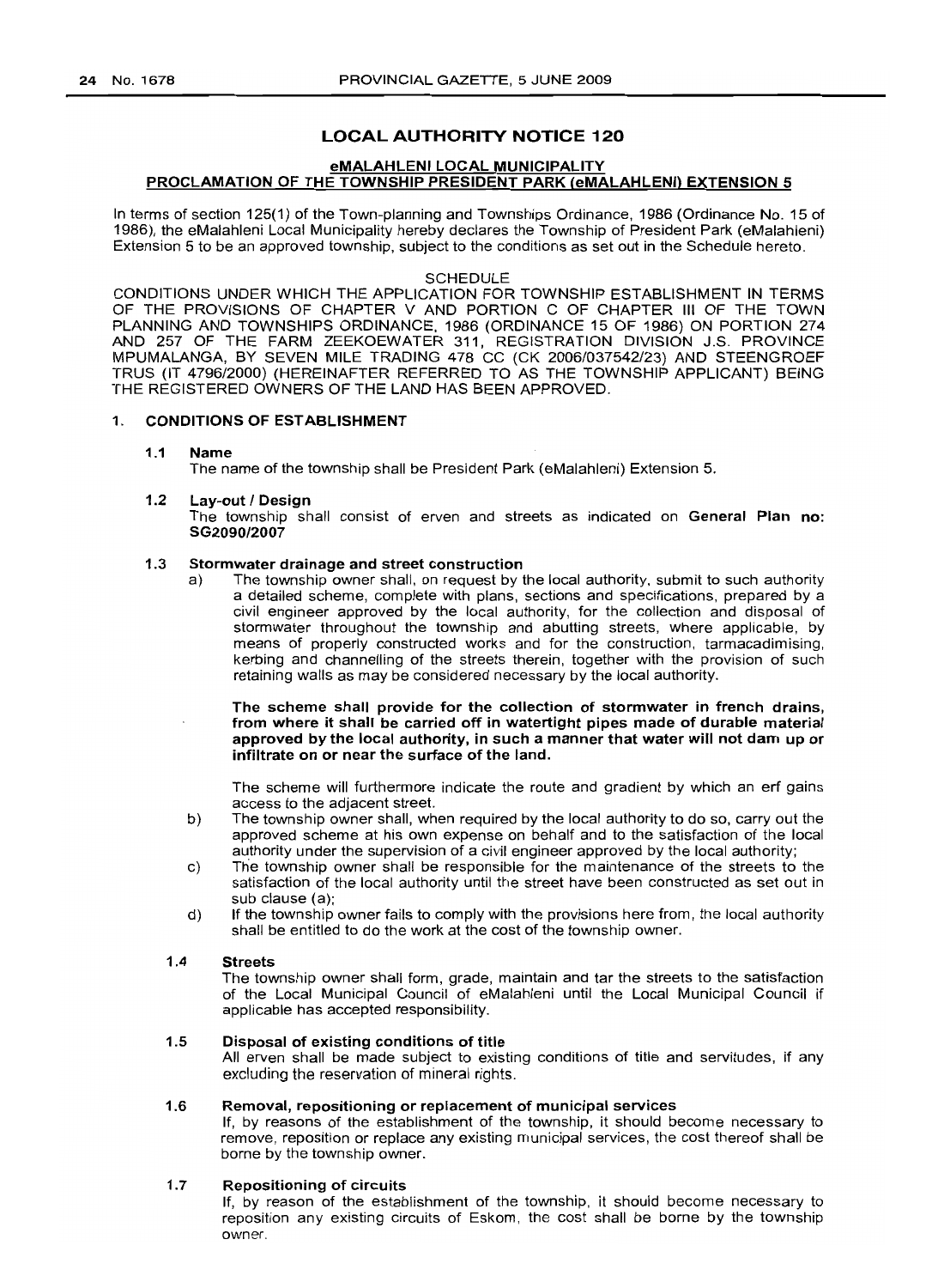## LOCAL AUTHORITY NOTICE 120

### eMALAHLENI LOCAL MUNICIPALITY
### PROCLAMATION OF THE TOWNSHIP PRESIDENT PARK (eMALAHLENI) EXTENSION 5

In terms of section 125(1) of the Town-planning and Townships Ordinance, 1986 (Ordinance No. 15 of 1986), the eMalahleni Local Municipality hereby declares the Township of President Park (eMalahleni) Extension 5 to be an approved township, subject to the conditions as set out in the Schedule hereto.

SCHEDULE

CONDITIONS UNDER WHICH THE APPLICATION FOR TOWNSHIP ESTABLISHMENT IN TERMS OF THE PROVISIONS OF CHAPTER V AND PORTION C OF CHAPTER III OF THE TOWN PLANNING AND TOWNSHIPS ORDINANCE, 1986 (ORDINANCE 15 OF 1986) ON PORTION 274 AND 257 OF THE FARM ZEEKOEWATER 311, REGISTRATION DIVISION J.S. PROVINCE MPUMALANGA, BY SEVEN MILE TRADING 478 CC (CK 2006/037542/23) AND STEENGROEF TRUS (IT 4796/2000) (HEREINAFTER REFERRED TO AS THE TOWNSHIP APPLICANT) BEING THE REGISTERED OWNERS OF THE LAND HAS BEEN APPROVED.

**1. CONDITIONS OF ESTABLISHMENT**

**1.1 Name**

The name of the township shall be President Park (eMalahleni) Extension 5.

**1.2 Lay-out / Design**

The township shall consist of erven and streets as indicated on **General Plan no: SG2090/2007**

**1.3 Stormwater drainage and street construction**

a) The township owner shall, on request by the local authority, submit to such authority a detailed scheme, complete with plans, sections and specifications, prepared by a civil engineer approved by the local authority, for the collection and disposal of stormwater throughout the township and abutting streets, where applicable, by means of properly constructed works and for the construction, tarmacadimising, kerbing and channelling of the streets therein, together with the provision of such retaining walls as may be considered necessary by the local authority.

**The scheme shall provide for the collection of stormwater in french drains, from where it shall be carried off in watertight pipes made of durable material approved by the local authority, in such a manner that water will not dam up or infiltrate on or near the surface of the land.**

The scheme will furthermore indicate the route and gradient by which an erf gains access to the adjacent street.

b) The township owner shall, when required by the local authority to do so, carry out the approved scheme at his own expense on behalf and to the satisfaction of the local authority under the supervision of a civil engineer approved by the local authority;

c) The township owner shall be responsible for the maintenance of the streets to the satisfaction of the local authority until the street have been constructed as set out in sub clause (a);

d) If the township owner fails to comply with the provisions here from, the local authority shall be entitled to do the work at the cost of the township owner.

**1.4 Streets**

The township owner shall form, grade, maintain and tar the streets to the satisfaction of the Local Municipal Council of eMalahleni until the Local Municipal Council if applicable has accepted responsibility.

**1.5 Disposal of existing conditions of title**

All erven shall be made subject to existing conditions of title and servitudes, if any excluding the reservation of mineral rights.

**1.6 Removal, repositioning or replacement of municipal services**

If, by reasons of the establishment of the township, it should become necessary to remove, reposition or replace any existing municipal services, the cost thereof shall be borne by the township owner.

**1.7 Repositioning of circuits**

If, by reason of the establishment of the township, it should become necessary to reposition any existing circuits of Eskom, the cost shall be borne by the township owner.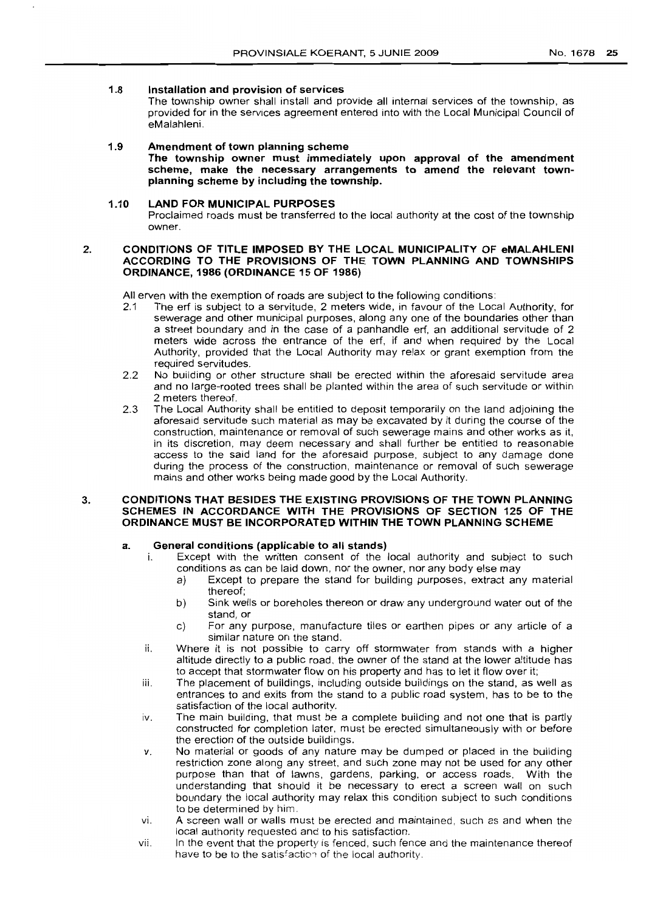#### 1.8 Installation and provision of services

The township owner shall install and provide all internal services of the township, as provided for in the services agreement entered into with the Local Municipal Council of eMalahleni.

#### 1.9 Amendment of town planning scheme

**The township owner must immediately upon approval of the amendment scheme, make the necessary arrangements to amend the relevant town-planning scheme by including the township.**

#### 1.10 LAND FOR MUNICIPAL PURPOSES

Proclaimed roads must be transferred to the local authority at the cost of the township owner.

### 2. CONDITIONS OF TITLE IMPOSED BY THE LOCAL MUNICIPALITY OF eMALAHLENI ACCORDING TO THE PROVISIONS OF THE TOWN PLANNING AND TOWNSHIPS ORDINANCE, 1986 (ORDINANCE 15 OF 1986)

All erven with the exemption of roads are subject to the following conditions:

2.1 The erf is subject to a servitude, 2 meters wide, in favour of the Local Authority, for sewerage and other municipal purposes, along any one of the boundaries other than a street boundary and in the case of a panhandle erf, an additional servitude of 2 meters wide across the entrance of the erf, if and when required by the Local Authority, provided that the Local Authority may relax or grant exemption from the required servitudes.

2.2 No building or other structure shall be erected within the aforesaid servitude area and no large-rooted trees shall be planted within the area of such servitude or within 2 meters thereof.

2.3 The Local Authority shall be entitled to deposit temporarily on the land adjoining the aforesaid servitude such material as may be excavated by it during the course of the construction, maintenance or removal of such sewerage mains and other works as it, in its discretion, may deem necessary and shall further be entitled to reasonable access to the said land for the aforesaid purpose, subject to any damage done during the process of the construction, maintenance or removal of such sewerage mains and other works being made good by the Local Authority.

### 3. CONDITIONS THAT BESIDES THE EXISTING PROVISIONS OF THE TOWN PLANNING SCHEMES IN ACCORDANCE WITH THE PROVISIONS OF SECTION 125 OF THE ORDINANCE MUST BE INCORPORATED WITHIN THE TOWN PLANNING SCHEME

#### a. General conditions (applicable to all stands)

i. Except with the written consent of the local authority and subject to such conditions as can be laid down, nor the owner, nor any body else may
   a) Except to prepare the stand for building purposes, extract any material thereof;
   b) Sink wells or boreholes thereon or draw any underground water out of the stand, or
   c) For any purpose, manufacture tiles or earthen pipes or any article of a similar nature on the stand.

ii. Where it is not possible to carry off stormwater from stands with a higher altitude directly to a public road, the owner of the stand at the lower altitude has to accept that stormwater flow on his property and has to let it flow over it;

iii. The placement of buildings, including outside buildings on the stand, as well as entrances to and exits from the stand to a public road system, has to be to the satisfaction of the local authority.

iv. The main building, that must be a complete building and not one that is partly constructed for completion later, must be erected simultaneously with or before the erection of the outside buildings.

v. No material or goods of any nature may be dumped or placed in the building restriction zone along any street, and such zone may not be used for any other purpose than that of lawns, gardens, parking, or access roads. With the understanding that should it be necessary to erect a screen wall on such boundary the local authority may relax this condition subject to such conditions to be determined by him.

vi. A screen wall or walls must be erected and maintained, such as and when the local authority requested and to his satisfaction.

vii. In the event that the property is fenced, such fence and the maintenance thereof have to be to the satisfaction of the local authority.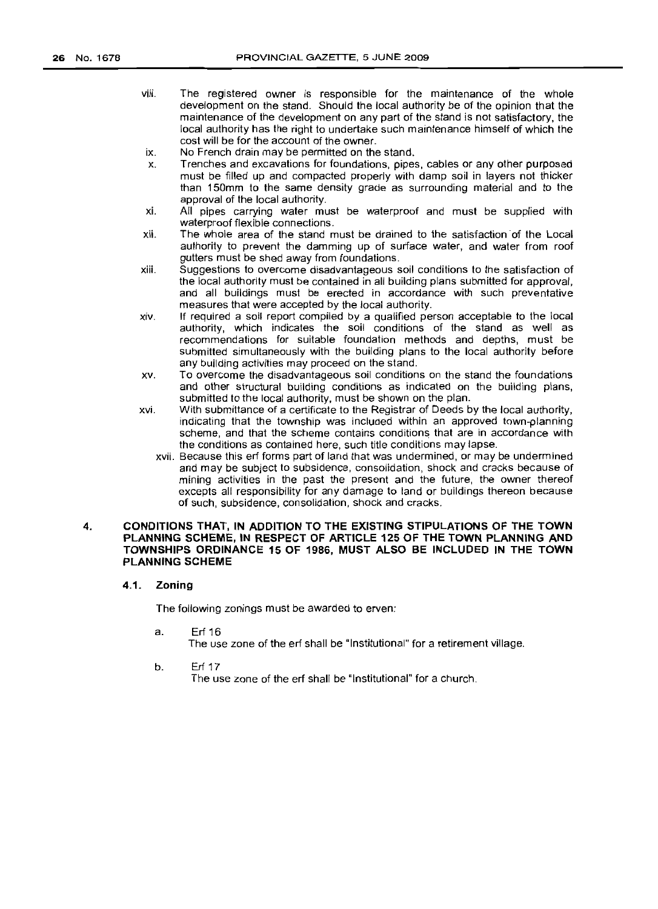viii. The registered owner is responsible for the maintenance of the whole development on the stand. Should the local authority be of the opinion that the maintenance of the development on any part of the stand is not satisfactory, the local authority has the right to undertake such maintenance himself of which the cost will be for the account of the owner.

ix. No French drain may be permitted on the stand.

x. Trenches and excavations for foundations, pipes, cables or any other purposed must be filled up and compacted properly with damp soil in layers not thicker than 150mm to the same density grade as surrounding material and to the approval of the local authority.

xi. All pipes carrying water must be waterproof and must be supplied with waterproof flexible connections.

xii. The whole area of the stand must be drained to the satisfaction of the Local authority to prevent the damming up of surface water, and water from roof gutters must be shed away from foundations.

xiii. Suggestions to overcome disadvantageous soil conditions to the satisfaction of the local authority must be contained in all building plans submitted for approval, and all buildings must be erected in accordance with such preventative measures that were accepted by the local authority.

xiv. If required a soil report compiled by a qualified person acceptable to the local authority, which indicates the soil conditions of the stand as well as recommendations for suitable foundation methods and depths, must be submitted simultaneously with the building plans to the local authority before any building activities may proceed on the stand.

xv. To overcome the disadvantageous soil conditions on the stand the foundations and other structural building conditions as indicated on the building plans, submitted to the local authority, must be shown on the plan.

xvi. With submittance of a certificate to the Registrar of Deeds by the local authority, indicating that the township was included within an approved town-planning scheme, and that the scheme contains conditions that are in accordance with the conditions as contained here, such title conditions may lapse.

xvii. Because this erf forms part of land that was undermined, or may be undermined and may be subject to subsidence, consolidation, shock and cracks because of mining activities in the past the present and the future, the owner thereof excepts all responsibility for any damage to land or buildings thereon because of such, subsidence, consolidation, shock and cracks.

## 4. CONDITIONS THAT, IN ADDITION TO THE EXISTING STIPULATIONS OF THE TOWN PLANNING SCHEME, IN RESPECT OF ARTICLE 125 OF THE TOWN PLANNING AND TOWNSHIPS ORDINANCE 15 OF 1986, MUST ALSO BE INCLUDED IN THE TOWN PLANNING SCHEME

### 4.1. Zoning

The following zonings must be awarded to erven:

a. Erf 16
The use zone of the erf shall be "Institutional" for a retirement village.

b. Erf 17
The use zone of the erf shall be "Institutional" for a church.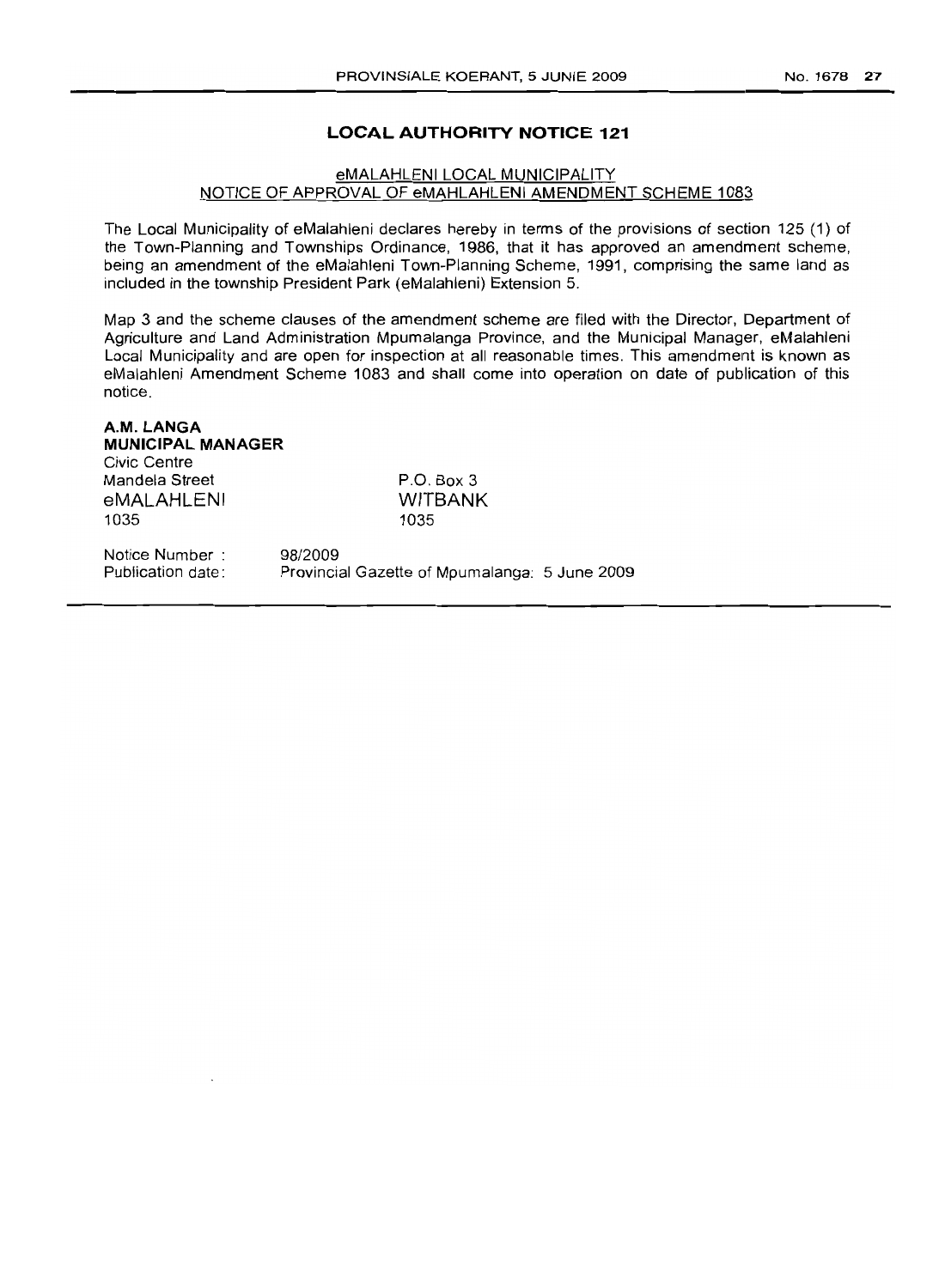## LOCAL AUTHORITY NOTICE 121

### eMALAHLENI LOCAL MUNICIPALITY
### NOTICE OF APPROVAL OF eMAHLAHLENI AMENDMENT SCHEME 1083

The Local Municipality of eMalahleni declares hereby in terms of the provisions of section 125 (1) of the Town-Planning and Townships Ordinance, 1986, that it has approved an amendment scheme, being an amendment of the eMalahleni Town-Planning Scheme, 1991, comprising the same land as included in the township President Park (eMalahleni) Extension 5.

Map 3 and the scheme clauses of the amendment scheme are filed with the Director, Department of Agriculture and Land Administration Mpumalanga Province, and the Municipal Manager, eMalahleni Local Municipality and are open for inspection at all reasonable times. This amendment is known as eMalahleni Amendment Scheme 1083 and shall come into operation on date of publication of this notice.

**A.M. LANGA**
**MUNICIPAL MANAGER**

Civic Centre
Mandela Street
eMALAHLENI
1035

P.O. Box 3
WITBANK
1035

Notice Number : 98/2009
Publication date: Provincial Gazette of Mpumalanga: 5 June 2009